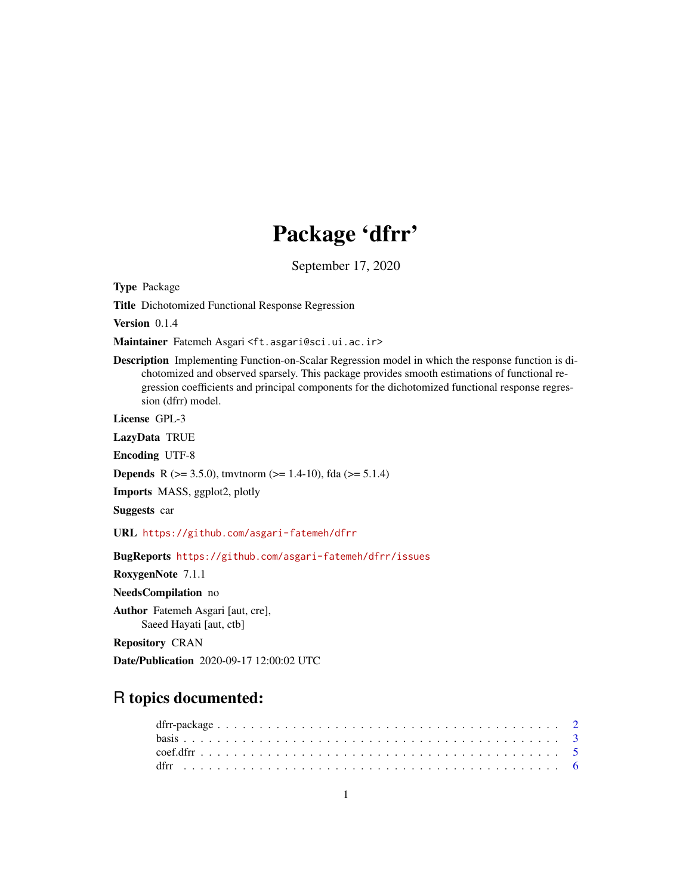# Package 'dfrr'

September 17, 2020

**Type** Package

**Title** Dichotomized Functional Response Regression

**Version** 0.1.4

**Maintainer** Fatemeh Asgari <ft.asgari@sci.ui.ac.ir>

**Description** Implementing Function-on-Scalar Regression model in which the response function is dichotomized and observed sparsely. This package provides smooth estimations of functional regression coefficients and principal components for the dichotomized functional response regression (dfrr) model.

**License** GPL-3

**LazyData** TRUE

**Encoding** UTF-8

**Depends** R (>= 3.5.0), tmvtnorm (>= 1.4-10), fda (>= 5.1.4)

**Imports** MASS, ggplot2, plotly

**Suggests** car

**URL** https://github.com/asgari-fatemeh/dfrr

**BugReports** https://github.com/asgari-fatemeh/dfrr/issues

**RoxygenNote** 7.1.1

**NeedsCompilation** no

**Author** Fatemeh Asgari [aut, cre],
Saeed Hayati [aut, ctb]

**Repository** CRAN

**Date/Publication** 2020-09-17 12:00:02 UTC

## R topics documented:

- dfrr-package . . . . . . . . . . . . . . . . . . . . . . . . . . . . . . . . . . . . . . . . 2
- basis . . . . . . . . . . . . . . . . . . . . . . . . . . . . . . . . . . . . . . . . . . . . 3
- coef.dfrr . . . . . . . . . . . . . . . . . . . . . . . . . . . . . . . . . . . . . . . . . . 5
- dfrr . . . . . . . . . . . . . . . . . . . . . . . . . . . . . . . . . . . . . . . . . . . . 6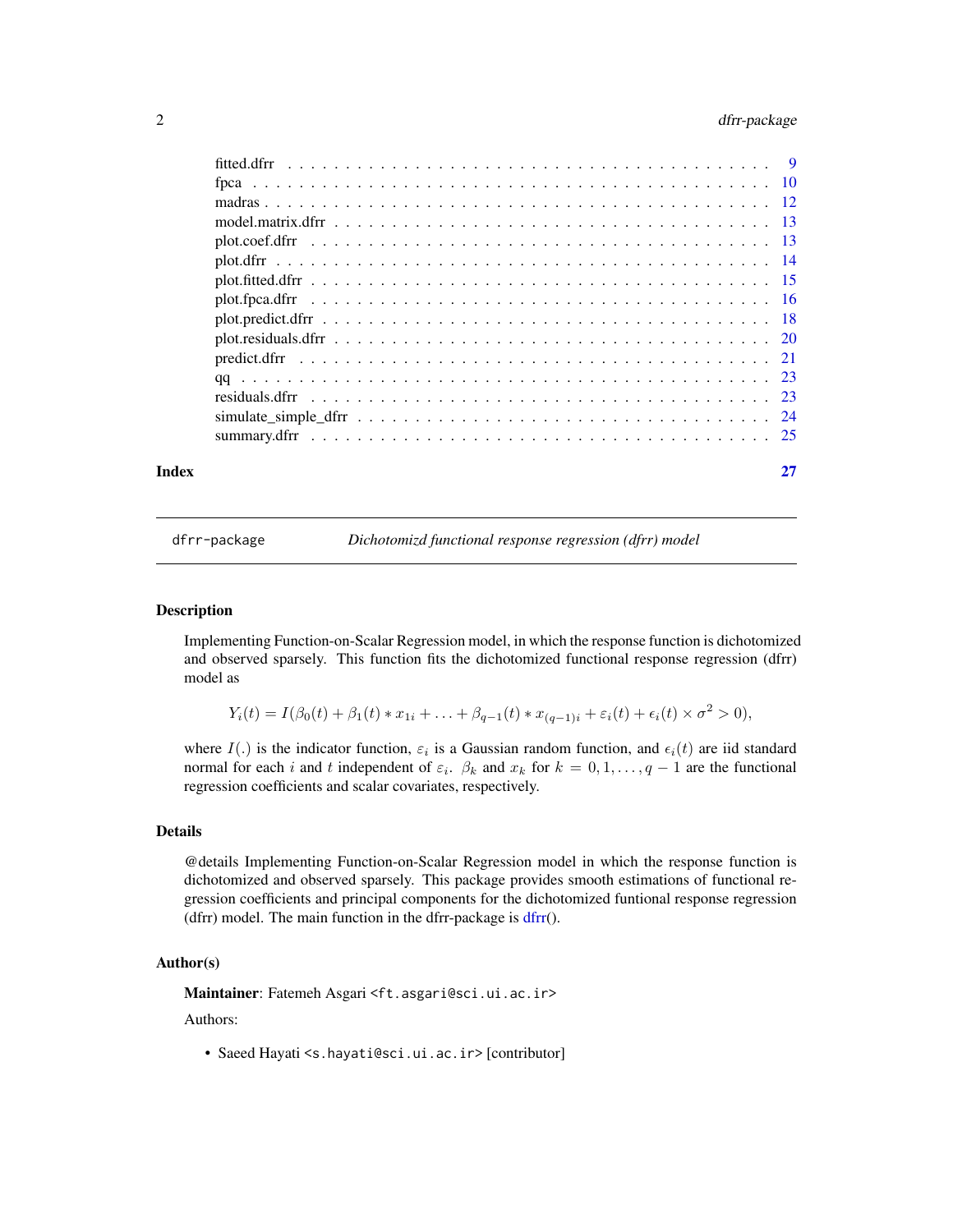| | |
|---|---|
| fitted.dfrr | 9 |
| fpca | 10 |
| madras | 12 |
| model.matrix.dfrr | 13 |
| plot.coef.dfrr | 13 |
| plot.dfrr | 14 |
| plot.fitted.dfrr | 15 |
| plot.fpca.dfrr | 16 |
| plot.predict.dfrr | 18 |
| plot.residuals.dfrr | 20 |
| predict.dfrr | 21 |
| qq | 23 |
| residuals.dfrr | 23 |
| simulate_simple_dfrr | 24 |
| summary.dfrr | 25 |

**Index** 27

---

dfrr-package *Dichotomizd functional response regression (dfrr) model*

---

## Description

Implementing Function-on-Scalar Regression model, in which the response function is dichotomized and observed sparsely. This function fits the dichotomized functional response regression (dfrr) model as

$$Y_i(t) = I(\beta_0(t) + \beta_1(t) * x_{1i} + \ldots + \beta_{q-1}(t) * x_{(q-1)i} + \varepsilon_i(t) + \epsilon_i(t) \times \sigma^2 > 0),$$

where $I(.)$ is the indicator function, $\varepsilon_i$ is a Gaussian random function, and $\epsilon_i(t)$ are iid standard normal for each $i$ and $t$ independent of $\varepsilon_i$. $\beta_k$ and $x_k$ for $k = 0, 1, \ldots, q-1$ are the functional regression coefficients and scalar covariates, respectively.

## Details

@details Implementing Function-on-Scalar Regression model in which the response function is dichotomized and observed sparsely. This package provides smooth estimations of functional regression coefficients and principal components for the dichotomized funtional response regression (dfrr) model. The main function in the dfrr-package is dfrr().

## Author(s)

**Maintainer**: Fatemeh Asgari <ft.asgari@sci.ui.ac.ir>

Authors:

- Saeed Hayati <s.hayati@sci.ui.ac.ir> [contributor]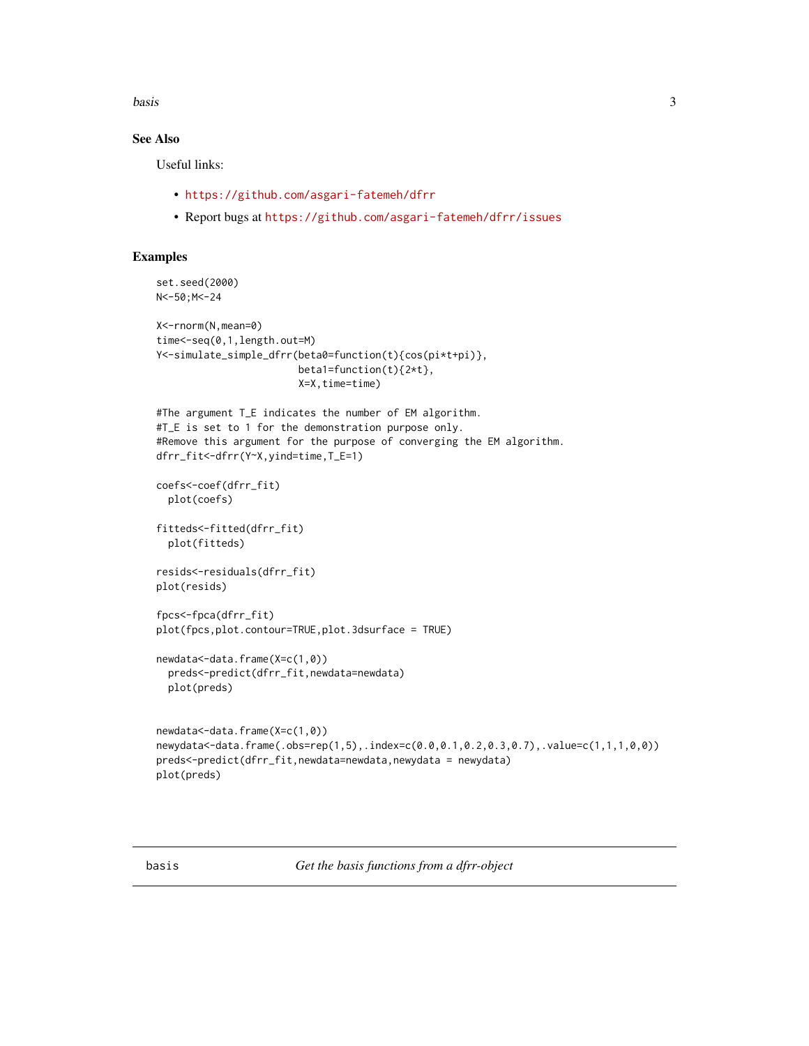## See Also

Useful links:

- https://github.com/asgari-fatemeh/dfrr
- Report bugs at https://github.com/asgari-fatemeh/dfrr/issues

## Examples

```
set.seed(2000)
N<-50;M<-24

X<-rnorm(N,mean=0)
time<-seq(0,1,length.out=M)
Y<-simulate_simple_dfrr(beta0=function(t){cos(pi*t+pi)},
                        beta1=function(t){2*t},
                        X=X,time=time)

#The argument T_E indicates the number of EM algorithm.
#T_E is set to 1 for the demonstration purpose only.
#Remove this argument for the purpose of converging the EM algorithm.
dfrr_fit<-dfrr(Y~X,yind=time,T_E=1)

coefs<-coef(dfrr_fit)
  plot(coefs)

fitteds<-fitted(dfrr_fit)
  plot(fitteds)

resids<-residuals(dfrr_fit)
plot(resids)

fpcs<-fpca(dfrr_fit)
plot(fpcs,plot.contour=TRUE,plot.3dsurface = TRUE)

newdata<-data.frame(X=c(1,0))
  preds<-predict(dfrr_fit,newdata=newdata)
  plot(preds)


newdata<-data.frame(X=c(1,0))
newydata<-data.frame(.obs=rep(1,5),.index=c(0.0,0.1,0.2,0.3,0.7),.value=c(1,1,1,0,0))
preds<-predict(dfrr_fit,newdata=newdata,newydata = newydata)
plot(preds)
```

---

basis *Get the basis functions from a dfrr-object*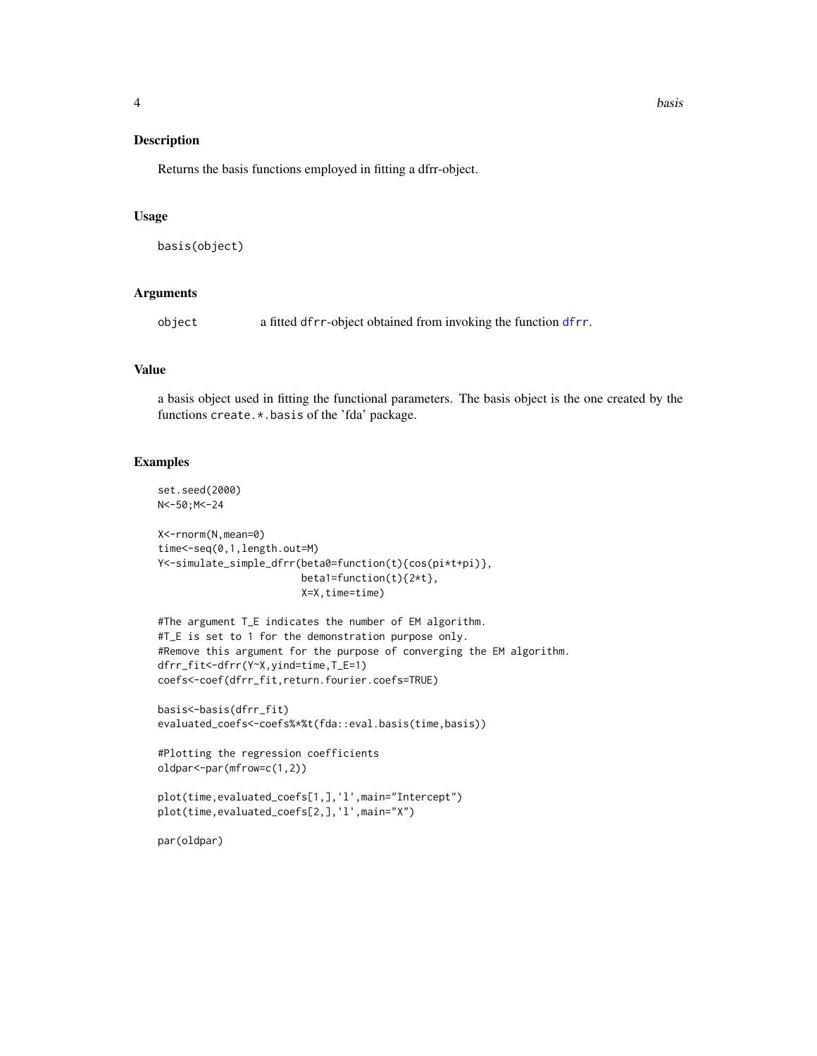## Description

Returns the basis functions employed in fitting a dfrr-object.

## Usage

```
basis(object)
```

## Arguments

object    a fitted dfrr-object obtained from invoking the function dfrr.

## Value

a basis object used in fitting the functional parameters. The basis object is the one created by the functions create.*.basis of the 'fda' package.

## Examples

```
set.seed(2000)
N<-50;M<-24

X<-rnorm(N,mean=0)
time<-seq(0,1,length.out=M)
Y<-simulate_simple_dfrr(beta0=function(t){cos(pi*t+pi)},
                        beta1=function(t){2*t},
                        X=X,time=time)

#The argument T_E indicates the number of EM algorithm.
#T_E is set to 1 for the demonstration purpose only.
#Remove this argument for the purpose of converging the EM algorithm.
dfrr_fit<-dfrr(Y~X,yind=time,T_E=1)
coefs<-coef(dfrr_fit,return.fourier.coefs=TRUE)

basis<-basis(dfrr_fit)
evaluated_coefs<-coefs%*%t(fda::eval.basis(time,basis))

#Plotting the regression coefficients
oldpar<-par(mfrow=c(1,2))

plot(time,evaluated_coefs[1,],'l',main="Intercept")
plot(time,evaluated_coefs[2,],'l',main="X")

par(oldpar)
```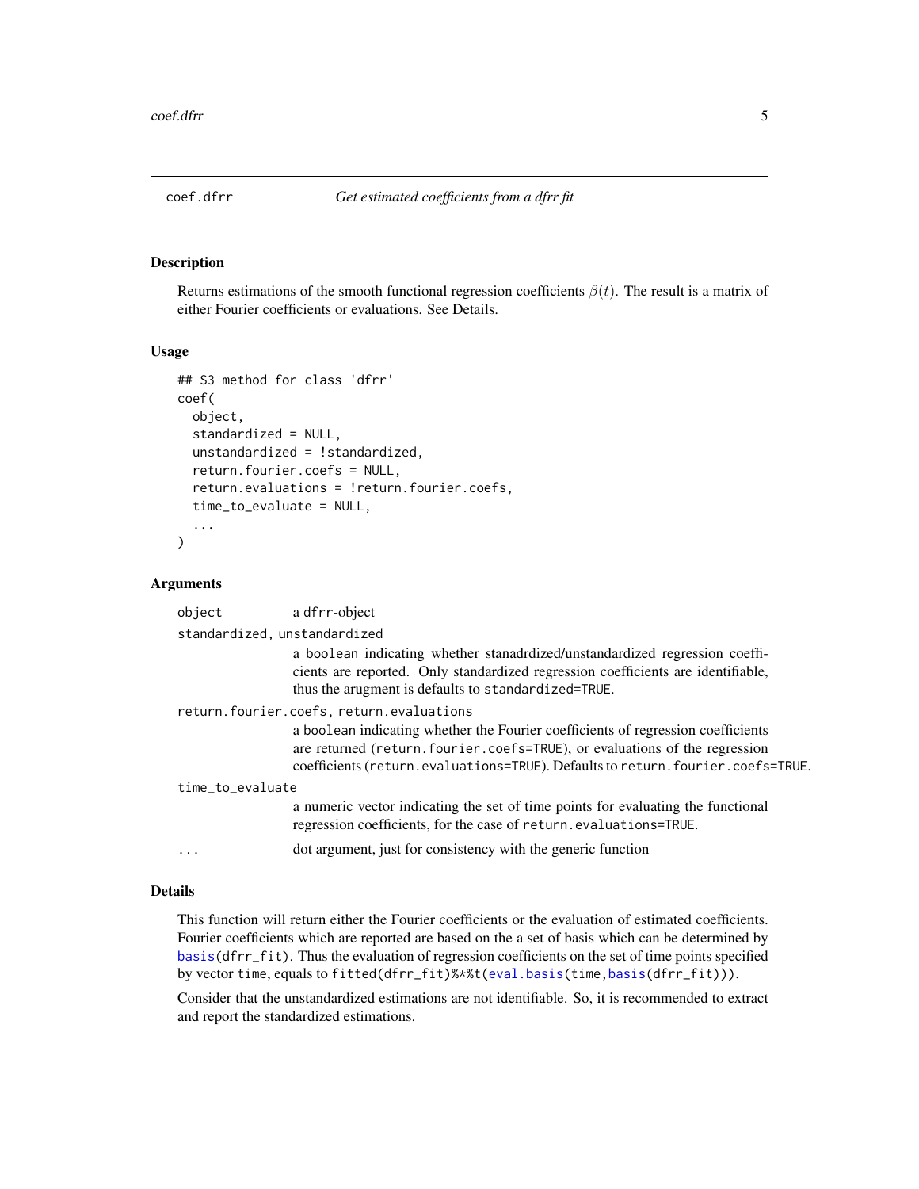# coef.dfrr *Get estimated coefficients from a dfrr fit*

## Description

Returns estimations of the smooth functional regression coefficients $\beta(t)$. The result is a matrix of either Fourier coefficients or evaluations. See Details.

## Usage

```
## S3 method for class 'dfrr'
coef(
  object,
  standardized = NULL,
  unstandardized = !standardized,
  return.fourier.coefs = NULL,
  return.evaluations = !return.fourier.coefs,
  time_to_evaluate = NULL,
  ...
)
```

## Arguments

| | |
|---|---|
| `object` | a dfrr-object |
| `standardized, unstandardized` | a boolean indicating whether stanadrdized/unstandardized regression coefficients are reported. Only standardized regression coefficients are identifiable, thus the arugment is defaults to `standardized=TRUE`. |
| `return.fourier.coefs, return.evaluations` | a boolean indicating whether the Fourier coefficients of regression coefficients are returned (`return.fourier.coefs=TRUE`), or evaluations of the regression coefficients (`return.evaluations=TRUE`). Defaults to `return.fourier.coefs=TRUE`. |
| `time_to_evaluate` | a numeric vector indicating the set of time points for evaluating the functional regression coefficients, for the case of `return.evaluations=TRUE`. |
| `...` | dot argument, just for consistency with the generic function |

## Details

This function will return either the Fourier coefficients or the evaluation of estimated coefficients. Fourier coefficients which are reported are based on the a set of basis which can be determined by `basis(dfrr_fit)`. Thus the evaluation of regression coefficients on the set of time points specified by vector `time`, equals to `fitted(dfrr_fit)%*%t(eval.basis(time,basis(dfrr_fit)))`.

Consider that the unstandardized estimations are not identifiable. So, it is recommended to extract and report the standardized estimations.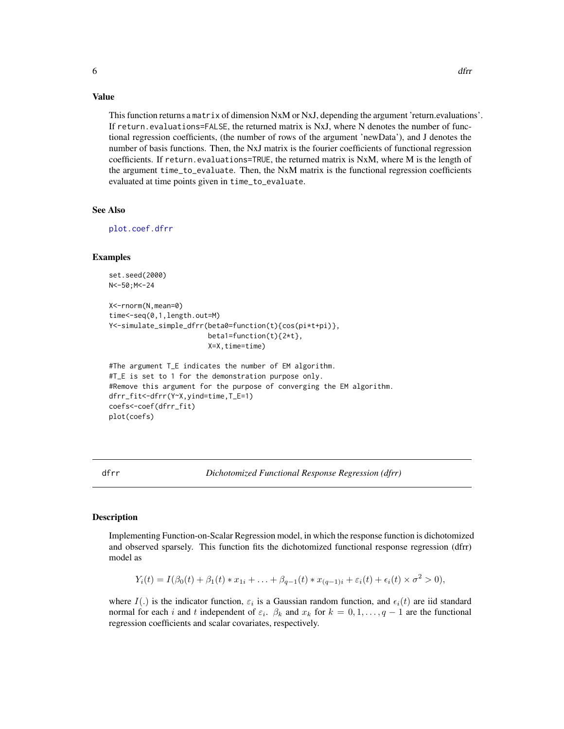### Value

This function returns a `matrix` of dimension NxM or NxJ, depending the argument 'return.evaluations'. If `return.evaluations=FALSE`, the returned matrix is NxJ, where N denotes the number of functional regression coefficients, (the number of rows of the argument 'newData'), and J denotes the number of basis functions. Then, the NxJ matrix is the fourier coefficients of functional regression coefficients. If `return.evaluations=TRUE`, the returned matrix is NxM, where M is the length of the argument `time_to_evaluate`. Then, the NxM matrix is the functional regression coefficients evaluated at time points given in `time_to_evaluate`.

### See Also

plot.coef.dfrr

### Examples

```
set.seed(2000)
N<-50;M<-24

X<-rnorm(N,mean=0)
time<-seq(0,1,length.out=M)
Y<-simulate_simple_dfrr(beta0=function(t){cos(pi*t+pi)},
                        beta1=function(t){2*t},
                        X=X,time=time)

#The argument T_E indicates the number of EM algorithm.
#T_E is set to 1 for the demonstration purpose only.
#Remove this argument for the purpose of converging the EM algorithm.
dfrr_fit<-dfrr(Y~X,yind=time,T_E=1)
coefs<-coef(dfrr_fit)
plot(coefs)
```

---

dfrr &nbsp;&nbsp;&nbsp;&nbsp;&nbsp;&nbsp;&nbsp;&nbsp; *Dichotomized Functional Response Regression (dfrr)*

---

### Description

Implementing Function-on-Scalar Regression model, in which the response function is dichotomized and observed sparsely. This function fits the dichotomized functional response regression (dfrr) model as

$$Y_i(t) = I(\beta_0(t) + \beta_1(t) * x_{1i} + \ldots + \beta_{q-1}(t) * x_{(q-1)i} + \varepsilon_i(t) + \epsilon_i(t) \times \sigma^2 > 0),$$

where $I(.)$ is the indicator function, $\varepsilon_i$ is a Gaussian random function, and $\epsilon_i(t)$ are iid standard normal for each $i$ and $t$ independent of $\varepsilon_i$. $\beta_k$ and $x_k$ for $k = 0, 1, \ldots, q-1$ are the functional regression coefficients and scalar covariates, respectively.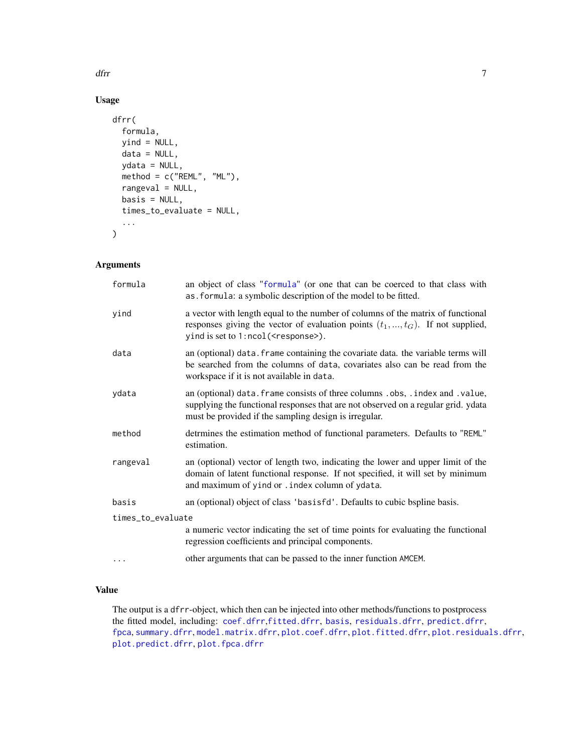## Usage

```
dfrr(
  formula,
  yind = NULL,
  data = NULL,
  ydata = NULL,
  method = c("REML", "ML"),
  rangeval = NULL,
  basis = NULL,
  times_to_evaluate = NULL,
  ...
)
```

## Arguments

| | |
|---|---|
| formula | an object of class "formula" (or one that can be coerced to that class with as.formula: a symbolic description of the model to be fitted. |
| yind | a vector with length equal to the number of columns of the matrix of functional responses giving the vector of evaluation points $(t_1, ..., t_G)$. If not supplied, yind is set to 1:ncol(<response>). |
| data | an (optional) data.frame containing the covariate data. the variable terms will be searched from the columns of data, covariates also can be read from the workspace if it is not available in data. |
| ydata | an (optional) data.frame consists of three columns .obs, .index and .value, supplying the functional responses that are not observed on a regular grid. ydata must be provided if the sampling design is irregular. |
| method | detrmines the estimation method of functional parameters. Defaults to "REML" estimation. |
| rangeval | an (optional) vector of length two, indicating the lower and upper limit of the domain of latent functional response. If not specified, it will set by minimum and maximum of yind or .index column of ydata. |
| basis | an (optional) object of class 'basisfd'. Defaults to cubic bspline basis. |
| times_to_evaluate | a numeric vector indicating the set of time points for evaluating the functional regression coefficients and principal components. |
| ... | other arguments that can be passed to the inner function AMCEM. |

## Value

The output is a dfrr-object, which then can be injected into other methods/functions to postprocess the fitted model, including: coef.dfrr,fitted.dfrr, basis, residuals.dfrr, predict.dfrr, fpca, summary.dfrr, model.matrix.dfrr, plot.coef.dfrr, plot.fitted.dfrr, plot.residuals.dfrr, plot.predict.dfrr, plot.fpca.dfrr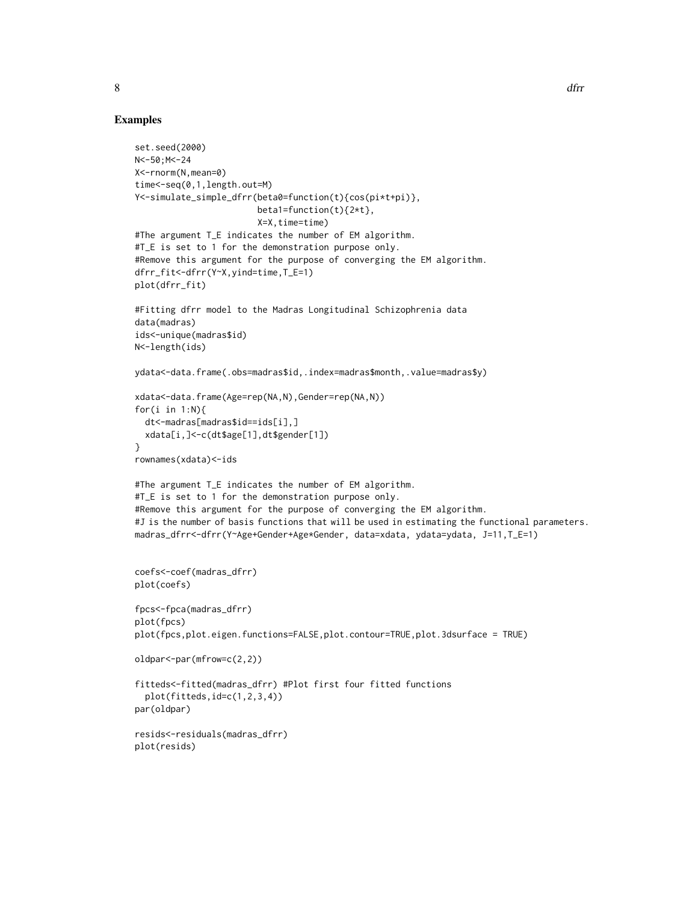## Examples

```
set.seed(2000)
N<-50;M<-24
X<-rnorm(N,mean=0)
time<-seq(0,1,length.out=M)
Y<-simulate_simple_dfrr(beta0=function(t){cos(pi*t+pi)},
                        beta1=function(t){2*t},
                        X=X,time=time)
#The argument T_E indicates the number of EM algorithm.
#T_E is set to 1 for the demonstration purpose only.
#Remove this argument for the purpose of converging the EM algorithm.
dfrr_fit<-dfrr(Y~X,yind=time,T_E=1)
plot(dfrr_fit)

#Fitting dfrr model to the Madras Longitudinal Schizophrenia data
data(madras)
ids<-unique(madras$id)
N<-length(ids)

ydata<-data.frame(.obs=madras$id,.index=madras$month,.value=madras$y)

xdata<-data.frame(Age=rep(NA,N),Gender=rep(NA,N))
for(i in 1:N){
  dt<-madras[madras$id==ids[i],]
  xdata[i,]<-c(dt$age[1],dt$gender[1])
}
rownames(xdata)<-ids

#The argument T_E indicates the number of EM algorithm.
#T_E is set to 1 for the demonstration purpose only.
#Remove this argument for the purpose of converging the EM algorithm.
#J is the number of basis functions that will be used in estimating the functional parameters.
madras_dfrr<-dfrr(Y~Age+Gender+Age*Gender, data=xdata, ydata=ydata, J=11,T_E=1)


coefs<-coef(madras_dfrr)
plot(coefs)

fpcs<-fpca(madras_dfrr)
plot(fpcs)
plot(fpcs,plot.eigen.functions=FALSE,plot.contour=TRUE,plot.3dsurface = TRUE)

oldpar<-par(mfrow=c(2,2))

fitteds<-fitted(madras_dfrr) #Plot first four fitted functions
  plot(fitteds,id=c(1,2,3,4))
par(oldpar)

resids<-residuals(madras_dfrr)
plot(resids)
```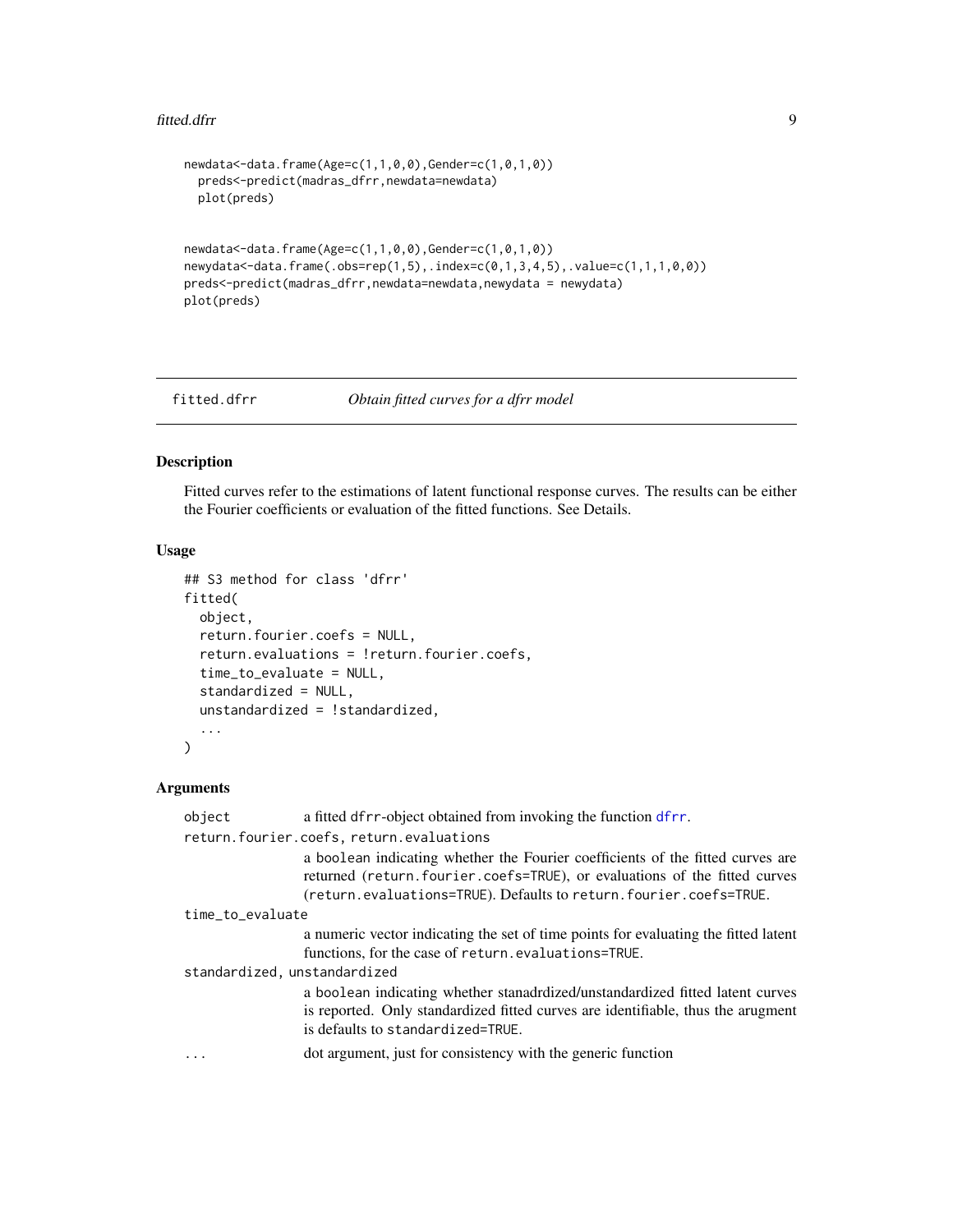```
newdata<-data.frame(Age=c(1,1,0,0),Gender=c(1,0,1,0))
  preds<-predict(madras_dfrr,newdata=newdata)
  plot(preds)


newdata<-data.frame(Age=c(1,1,0,0),Gender=c(1,0,1,0))
newydata<-data.frame(.obs=rep(1,5),.index=c(0,1,3,4,5),.value=c(1,1,1,0,0))
preds<-predict(madras_dfrr,newdata=newdata,newydata = newydata)
plot(preds)
```

---

## fitted.dfrr    *Obtain fitted curves for a dfrr model*

### Description

Fitted curves refer to the estimations of latent functional response curves. The results can be either the Fourier coefficients or evaluation of the fitted functions. See Details.

### Usage

```
## S3 method for class 'dfrr'
fitted(
  object,
  return.fourier.coefs = NULL,
  return.evaluations = !return.fourier.coefs,
  time_to_evaluate = NULL,
  standardized = NULL,
  unstandardized = !standardized,
  ...
)
```

### Arguments

| | |
|---|---|
| `object` | a fitted `dfrr`-object obtained from invoking the function `dfrr`. |
| `return.fourier.coefs, return.evaluations` | a boolean indicating whether the Fourier coefficients of the fitted curves are returned (`return.fourier.coefs=TRUE`), or evaluations of the fitted curves (`return.evaluations=TRUE`). Defaults to `return.fourier.coefs=TRUE`. |
| `time_to_evaluate` | a numeric vector indicating the set of time points for evaluating the fitted latent functions, for the case of `return.evaluations=TRUE`. |
| `standardized, unstandardized` | a boolean indicating whether stanadrdized/unstandardized fitted latent curves is reported. Only standardized fitted curves are identifiable, thus the arugment is defaults to `standardized=TRUE`. |
| `...` | dot argument, just for consistency with the generic function |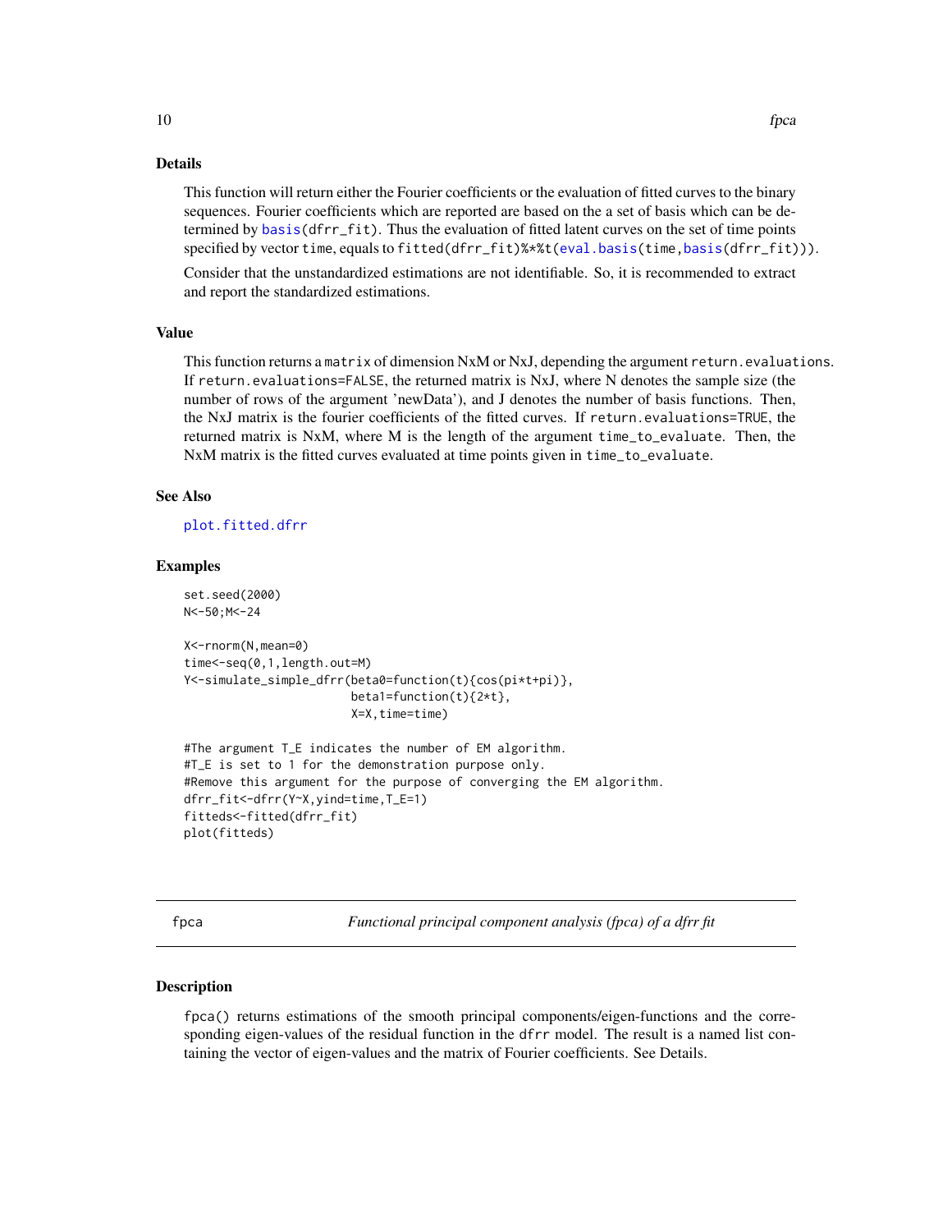### Details

This function will return either the Fourier coefficients or the evaluation of fitted curves to the binary sequences. Fourier coefficients which are reported are based on the a set of basis which can be determined by basis(dfrr_fit). Thus the evaluation of fitted latent curves on the set of time points specified by vector time, equals to fitted(dfrr_fit)%*%t(eval.basis(time,basis(dfrr_fit))).

Consider that the unstandardized estimations are not identifiable. So, it is recommended to extract and report the standardized estimations.

### Value

This function returns a matrix of dimension NxM or NxJ, depending the argument return.evaluations. If return.evaluations=FALSE, the returned matrix is NxJ, where N denotes the sample size (the number of rows of the argument 'newData'), and J denotes the number of basis functions. Then, the NxJ matrix is the fourier coefficients of the fitted curves. If return.evaluations=TRUE, the returned matrix is NxM, where M is the length of the argument time_to_evaluate. Then, the NxM matrix is the fitted curves evaluated at time points given in time_to_evaluate.

### See Also

plot.fitted.dfrr

### Examples

```
set.seed(2000)
N<-50;M<-24

X<-rnorm(N,mean=0)
time<-seq(0,1,length.out=M)
Y<-simulate_simple_dfrr(beta0=function(t){cos(pi*t+pi)},
                        beta1=function(t){2*t},
                        X=X,time=time)

#The argument T_E indicates the number of EM algorithm.
#T_E is set to 1 for the demonstration purpose only.
#Remove this argument for the purpose of converging the EM algorithm.
dfrr_fit<-dfrr(Y~X,yind=time,T_E=1)
fitteds<-fitted(dfrr_fit)
plot(fitteds)
```

---

## fpca — *Functional principal component analysis (fpca) of a dfrr fit*

### Description

fpca() returns estimations of the smooth principal components/eigen-functions and the corresponding eigen-values of the residual function in the dfrr model. The result is a named list containing the vector of eigen-values and the matrix of Fourier coefficients. See Details.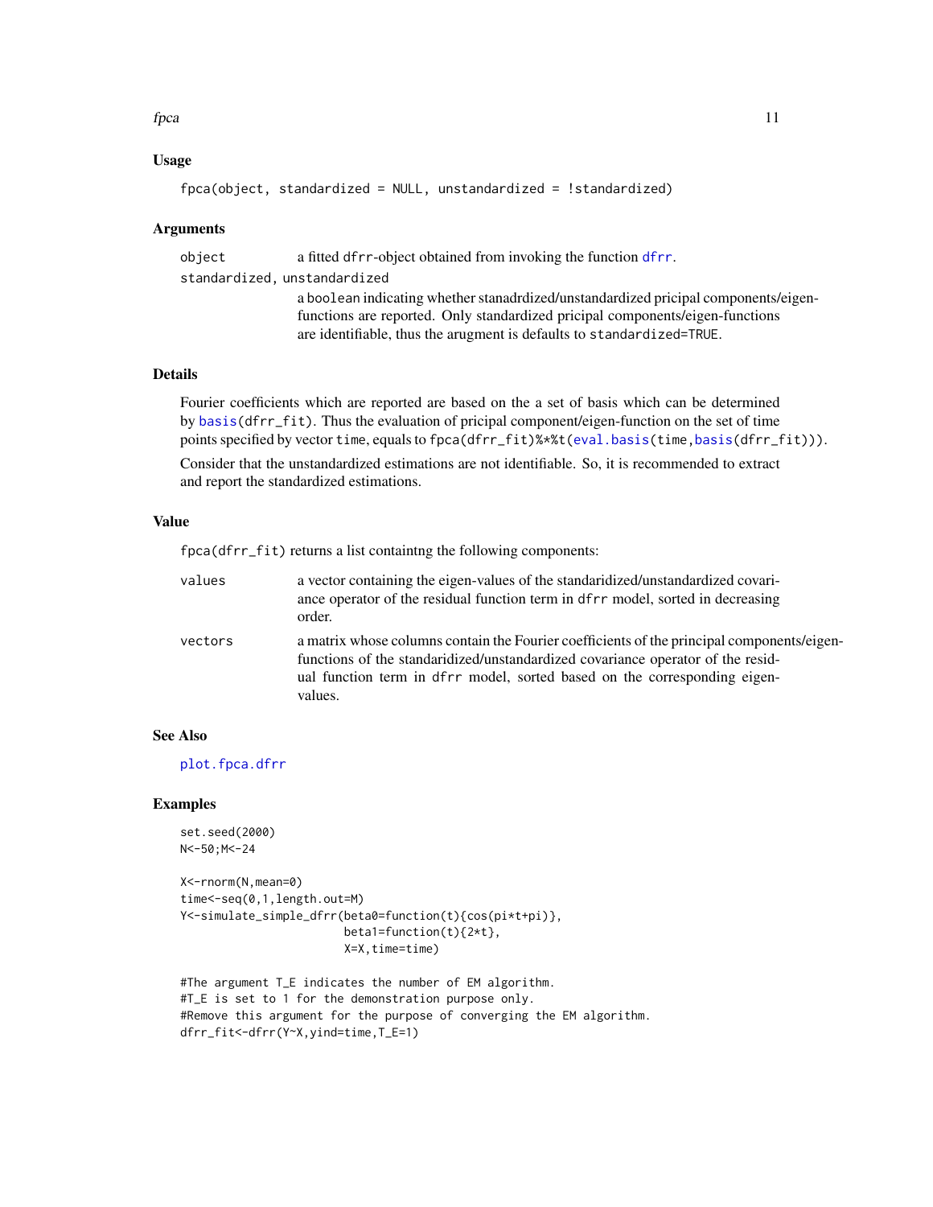### Usage

```
fpca(object, standardized = NULL, unstandardized = !standardized)
```

### Arguments

| | |
|---|---|
| object | a fitted dfrr-object obtained from invoking the function dfrr. |
| standardized, unstandardized | a boolean indicating whether stanadrdized/unstandardized pricipal components/eigen-functions are reported. Only standardized pricipal components/eigen-functions are identifiable, thus the arugment is defaults to standardized=TRUE. |

### Details

Fourier coefficients which are reported are based on the a set of basis which can be determined by basis(dfrr_fit). Thus the evaluation of pricipal component/eigen-function on the set of time points specified by vector time, equals to fpca(dfrr_fit)%*%t(eval.basis(time,basis(dfrr_fit))).

Consider that the unstandardized estimations are not identifiable. So, it is recommended to extract and report the standardized estimations.

### Value

fpca(dfrr_fit) returns a list containtng the following components:

| | |
|---|---|
| values | a vector containing the eigen-values of the standaridized/unstandardized covariance operator of the residual function term in dfrr model, sorted in decreasing order. |
| vectors | a matrix whose columns contain the Fourier coefficients of the principal components/eigen-functions of the standaridized/unstandardized covariance operator of the residual function term in dfrr model, sorted based on the corresponding eigen-values. |

### See Also

plot.fpca.dfrr

### Examples

```
set.seed(2000)
N<-50;M<-24

X<-rnorm(N,mean=0)
time<-seq(0,1,length.out=M)
Y<-simulate_simple_dfrr(beta0=function(t){cos(pi*t+pi)},
                        beta1=function(t){2*t},
                        X=X,time=time)

#The argument T_E indicates the number of EM algorithm.
#T_E is set to 1 for the demonstration purpose only.
#Remove this argument for the purpose of converging the EM algorithm.
dfrr_fit<-dfrr(Y~X,yind=time,T_E=1)
```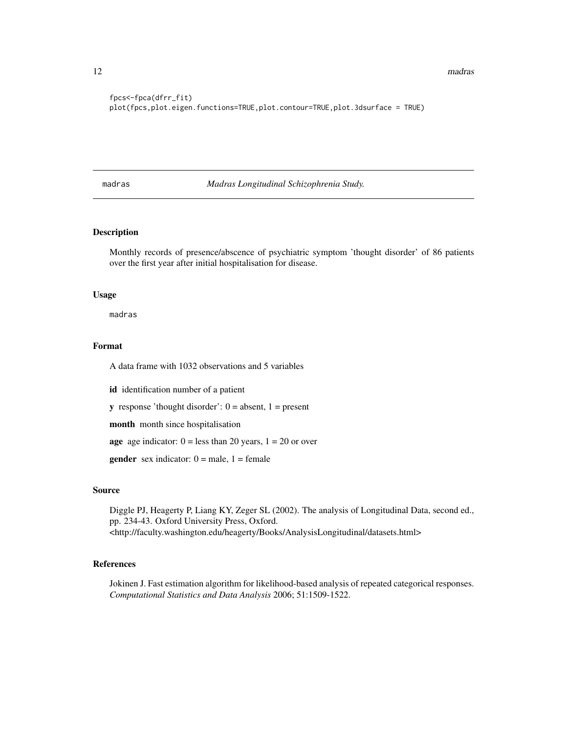```
fpcs<-fpca(dfrr_fit)
plot(fpcs,plot.eigen.functions=TRUE,plot.contour=TRUE,plot.3dsurface = TRUE)
```

## madras — *Madras Longitudinal Schizophrenia Study.*

### Description

Monthly records of presence/abscence of psychiatric symptom 'thought disorder' of 86 patients over the first year after initial hospitalisation for disease.

### Usage

```
madras
```

### Format

A data frame with 1032 observations and 5 variables

**id** identification number of a patient

**y** response 'thought disorder': 0 = absent, 1 = present

**month** month since hospitalisation

**age** age indicator: 0 = less than 20 years, 1 = 20 or over

**gender** sex indicator: 0 = male, 1 = female

### Source

Diggle PJ, Heagerty P, Liang KY, Zeger SL (2002). The analysis of Longitudinal Data, second ed., pp. 234-43. Oxford University Press, Oxford.
<http://faculty.washington.edu/heagerty/Books/AnalysisLongitudinal/datasets.html>

### References

Jokinen J. Fast estimation algorithm for likelihood-based analysis of repeated categorical responses. *Computational Statistics and Data Analysis* 2006; 51:1509-1522.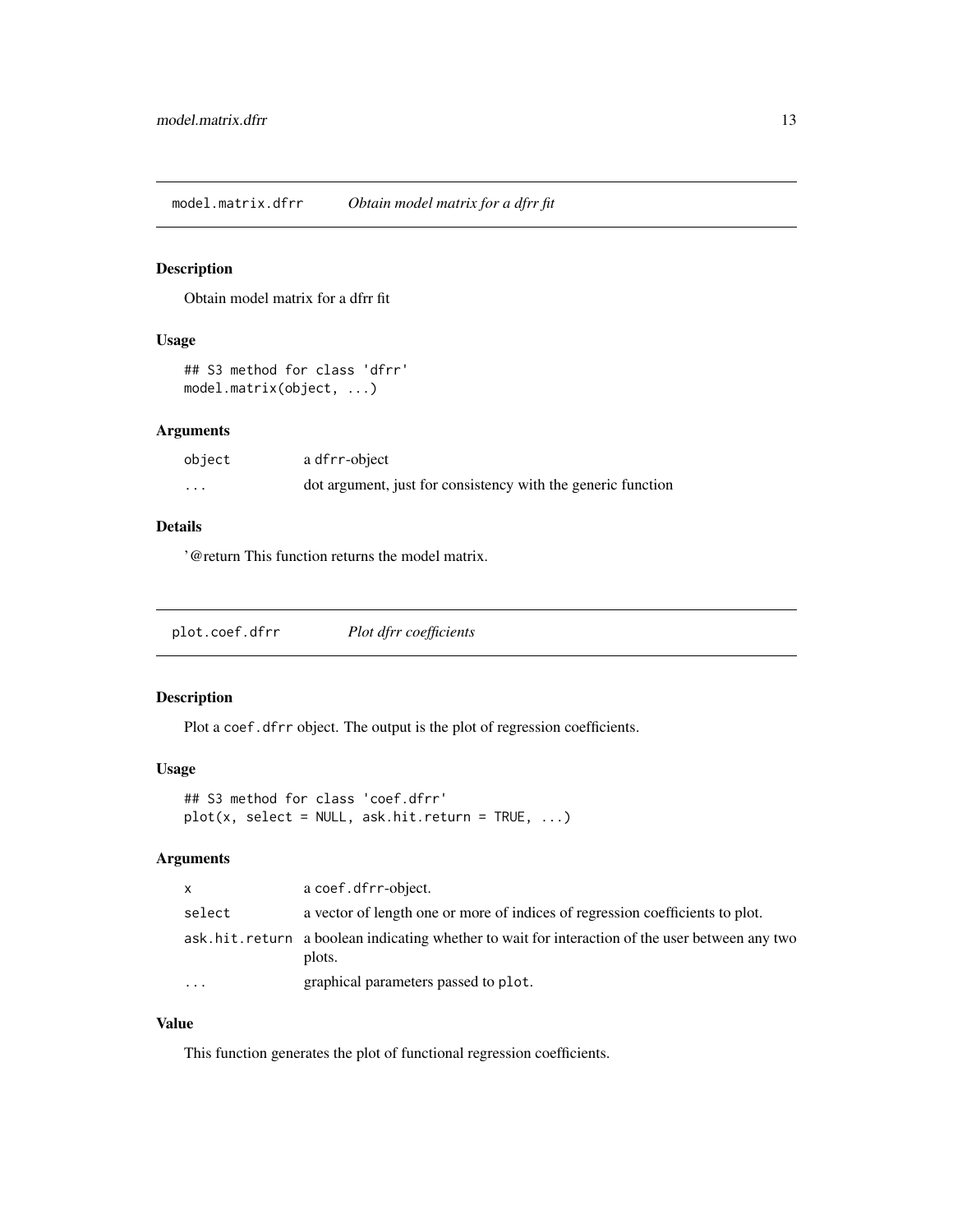## model.matrix.dfrr — *Obtain model matrix for a dfrr fit*

### Description

Obtain model matrix for a dfrr fit

### Usage

```
## S3 method for class 'dfrr'
model.matrix(object, ...)
```

### Arguments

| | |
|---|---|
| `object` | a `dfrr`-object |
| `...` | dot argument, just for consistency with the generic function |

### Details

'@return This function returns the model matrix.

## plot.coef.dfrr — *Plot dfrr coefficients*

### Description

Plot a `coef.dfrr` object. The output is the plot of regression coefficients.

### Usage

```
## S3 method for class 'coef.dfrr'
plot(x, select = NULL, ask.hit.return = TRUE, ...)
```

### Arguments

| | |
|---|---|
| `x` | a `coef.dfrr`-object. |
| `select` | a vector of length one or more of indices of regression coefficients to plot. |
| `ask.hit.return` | a boolean indicating whether to wait for interaction of the user between any two plots. |
| `...` | graphical parameters passed to `plot`. |

### Value

This function generates the plot of functional regression coefficients.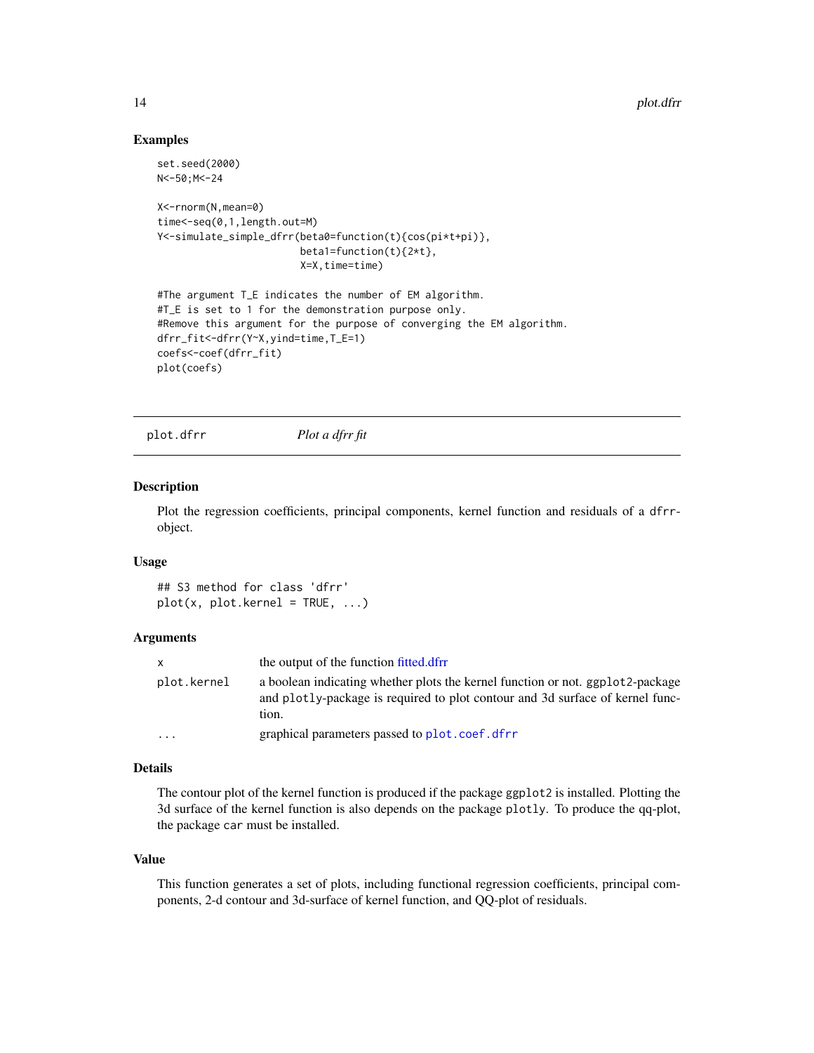## Examples

```
set.seed(2000)
N<-50;M<-24

X<-rnorm(N,mean=0)
time<-seq(0,1,length.out=M)
Y<-simulate_simple_dfrr(beta0=function(t){cos(pi*t+pi)},
                        beta1=function(t){2*t},
                        X=X,time=time)

#The argument T_E indicates the number of EM algorithm.
#T_E is set to 1 for the demonstration purpose only.
#Remove this argument for the purpose of converging the EM algorithm.
dfrr_fit<-dfrr(Y~X,yind=time,T_E=1)
coefs<-coef(dfrr_fit)
plot(coefs)
```

---

# plot.dfrr — *Plot a dfrr fit*

## Description

Plot the regression coefficients, principal components, kernel function and residuals of a dfrr-object.

## Usage

```
## S3 method for class 'dfrr'
plot(x, plot.kernel = TRUE, ...)
```

## Arguments

| | |
|---|---|
| x | the output of the function fitted.dfrr |
| plot.kernel | a boolean indicating whether plots the kernel function or not. ggplot2-package and plotly-package is required to plot contour and 3d surface of kernel function. |
| ... | graphical parameters passed to plot.coef.dfrr |

## Details

The contour plot of the kernel function is produced if the package ggplot2 is installed. Plotting the 3d surface of the kernel function is also depends on the package plotly. To produce the qq-plot, the package car must be installed.

## Value

This function generates a set of plots, including functional regression coefficients, principal components, 2-d contour and 3d-surface of kernel function, and QQ-plot of residuals.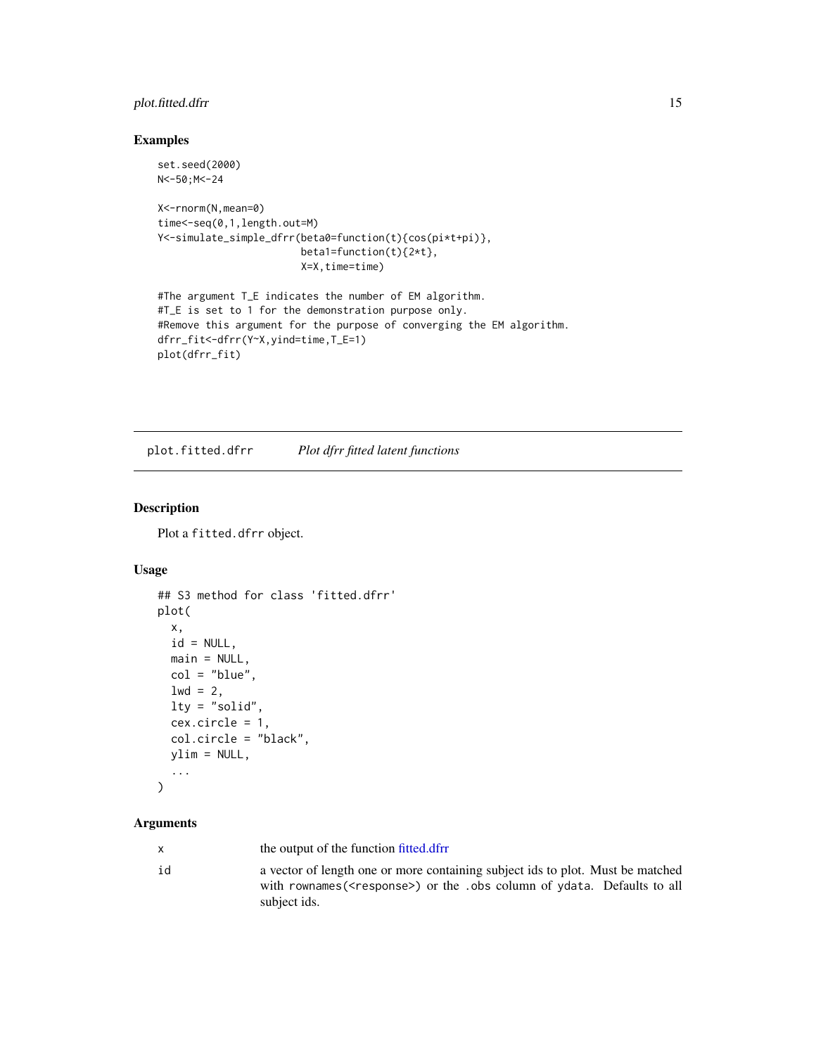## Examples

```
set.seed(2000)
N<-50;M<-24

X<-rnorm(N,mean=0)
time<-seq(0,1,length.out=M)
Y<-simulate_simple_dfrr(beta0=function(t){cos(pi*t+pi)},
                        beta1=function(t){2*t},
                        X=X,time=time)

#The argument T_E indicates the number of EM algorithm.
#T_E is set to 1 for the demonstration purpose only.
#Remove this argument for the purpose of converging the EM algorithm.
dfrr_fit<-dfrr(Y~X,yind=time,T_E=1)
plot(dfrr_fit)
```

---

# plot.fitted.dfrr *Plot dfrr fitted latent functions*

## Description

Plot a `fitted.dfrr` object.

## Usage

```
## S3 method for class 'fitted.dfrr'
plot(
  x,
  id = NULL,
  main = NULL,
  col = "blue",
  lwd = 2,
  lty = "solid",
  cex.circle = 1,
  col.circle = "black",
  ylim = NULL,
  ...
)
```

## Arguments

| | |
|---|---|
| x | the output of the function fitted.dfrr |
| id | a vector of length one or more containing subject ids to plot. Must be matched with `rownames(<response>)` or the `.obs` column of `ydata`. Defaults to all subject ids. |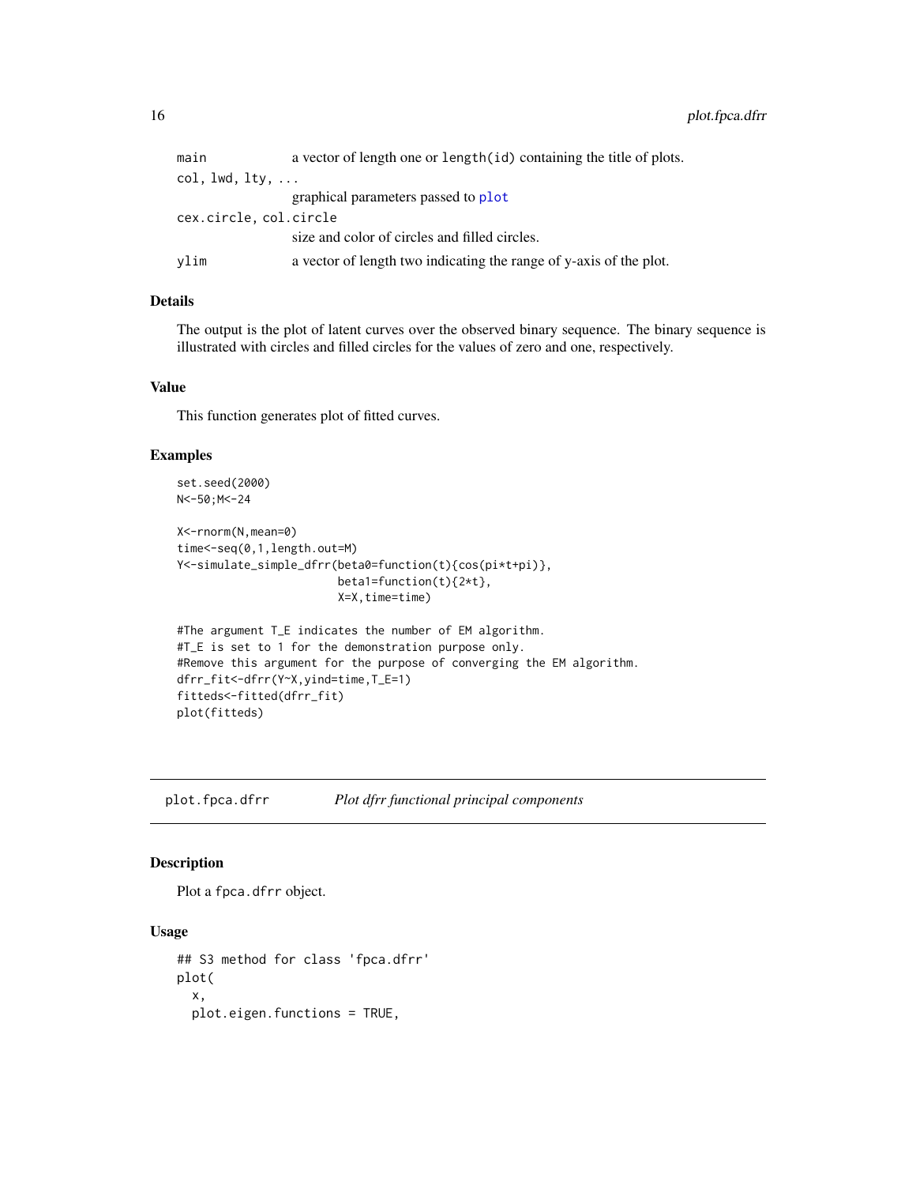| | |
|---|---|
| main | a vector of length one or length(id) containing the title of plots. |
| col, lwd, lty, ... | graphical parameters passed to plot |
| cex.circle, col.circle | size and color of circles and filled circles. |
| ylim | a vector of length two indicating the range of y-axis of the plot. |

### Details

The output is the plot of latent curves over the observed binary sequence. The binary sequence is illustrated with circles and filled circles for the values of zero and one, respectively.

### Value

This function generates plot of fitted curves.

### Examples

```
set.seed(2000)
N<-50;M<-24

X<-rnorm(N,mean=0)
time<-seq(0,1,length.out=M)
Y<-simulate_simple_dfrr(beta0=function(t){cos(pi*t+pi)},
                        beta1=function(t){2*t},
                        X=X,time=time)

#The argument T_E indicates the number of EM algorithm.
#T_E is set to 1 for the demonstration purpose only.
#Remove this argument for the purpose of converging the EM algorithm.
dfrr_fit<-dfrr(Y~X,yind=time,T_E=1)
fitteds<-fitted(dfrr_fit)
plot(fitteds)
```

## plot.fpca.dfrr *Plot dfrr functional principal components*

### Description

Plot a fpca.dfrr object.

### Usage

```
## S3 method for class 'fpca.dfrr'
plot(
  x,
  plot.eigen.functions = TRUE,
```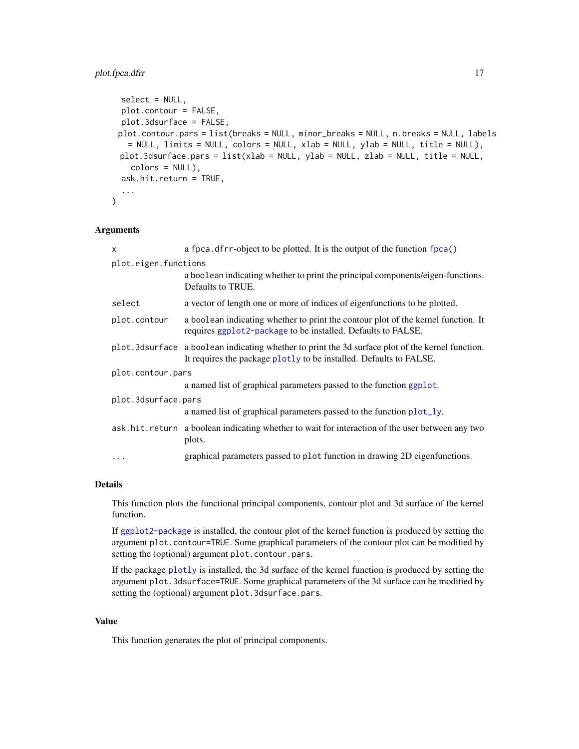```
  select = NULL,
  plot.contour = FALSE,
  plot.3dsurface = FALSE,
  plot.contour.pars = list(breaks = NULL, minor_breaks = NULL, n.breaks = NULL, labels
    = NULL, limits = NULL, colors = NULL, xlab = NULL, ylab = NULL, title = NULL),
  plot.3dsurface.pars = list(xlab = NULL, ylab = NULL, zlab = NULL, title = NULL,
    colors = NULL),
  ask.hit.return = TRUE,
  ...
)
```

### Arguments

| | |
|---|---|
| `x` | a `fpca.dfrr`-object to be plotted. It is the output of the function `fpca()` |
| `plot.eigen.functions` | a `boolean` indicating whether to print the principal components/eigen-functions. Defaults to TRUE. |
| `select` | a vector of length one or more of indices of eigenfunctions to be plotted. |
| `plot.contour` | a boolean indicating whether to print the contour plot of the kernel function. It requires `ggplot2-package` to be installed. Defaults to FALSE. |
| `plot.3dsurface` | a boolean indicating whether to print the 3d surface plot of the kernel function. It requires the package `plotly` to be installed. Defaults to FALSE. |
| `plot.contour.pars` | a named list of graphical parameters passed to the function `ggplot`. |
| `plot.3dsurface.pars` | a named list of graphical parameters passed to the function `plot_ly`. |
| `ask.hit.return` | a boolean indicating whether to wait for interaction of the user between any two plots. |
| `...` | graphical parameters passed to `plot` function in drawing 2D eigenfunctions. |

### Details

This function plots the functional principal components, contour plot and 3d surface of the kernel function.

If `ggplot2-package` is installed, the contour plot of the kernel function is produced by setting the argument `plot.contour=TRUE`. Some graphical parameters of the contour plot can be modified by setting the (optional) argument `plot.contour.pars`.

If the package `plotly` is installed, the 3d surface of the kernel function is produced by setting the argument `plot.3dsurface=TRUE`. Some graphical parameters of the 3d surface can be modified by setting the (optional) argument `plot.3dsurface.pars`.

### Value

This function generates the plot of principal components.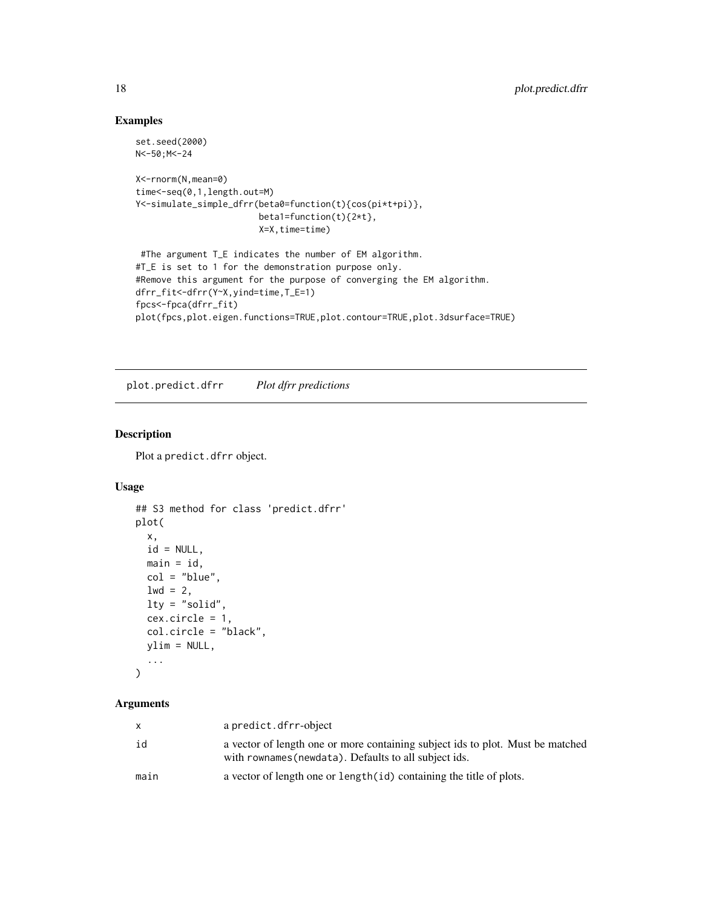## Examples

```
set.seed(2000)
N<-50;M<-24

X<-rnorm(N,mean=0)
time<-seq(0,1,length.out=M)
Y<-simulate_simple_dfrr(beta0=function(t){cos(pi*t+pi)},
                        beta1=function(t){2*t},
                        X=X,time=time)

 #The argument T_E indicates the number of EM algorithm.
#T_E is set to 1 for the demonstration purpose only.
#Remove this argument for the purpose of converging the EM algorithm.
dfrr_fit<-dfrr(Y~X,yind=time,T_E=1)
fpcs<-fpca(dfrr_fit)
plot(fpcs,plot.eigen.functions=TRUE,plot.contour=TRUE,plot.3dsurface=TRUE)
```

---

# plot.predict.dfrr *Plot dfrr predictions*

## Description

Plot a `predict.dfrr` object.

## Usage

```
## S3 method for class 'predict.dfrr'
plot(
  x,
  id = NULL,
  main = id,
  col = "blue",
  lwd = 2,
  lty = "solid",
  cex.circle = 1,
  col.circle = "black",
  ylim = NULL,
  ...
)
```

## Arguments

| | |
|---|---|
| x | a `predict.dfrr`-object |
| id | a vector of length one or more containing subject ids to plot. Must be matched with `rownames(newdata)`. Defaults to all subject ids. |
| main | a vector of length one or `length(id)` containing the title of plots. |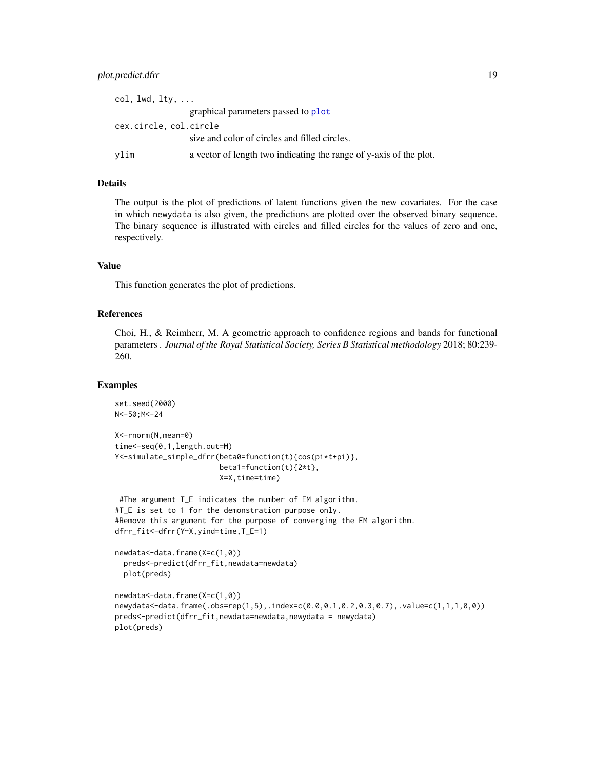col, lwd, lty, ...
: graphical parameters passed to plot

cex.circle, col.circle
: size and color of circles and filled circles.

ylim
: a vector of length two indicating the range of y-axis of the plot.

### Details

The output is the plot of predictions of latent functions given the new covariates. For the case in which newydata is also given, the predictions are plotted over the observed binary sequence. The binary sequence is illustrated with circles and filled circles for the values of zero and one, respectively.

### Value

This function generates the plot of predictions.

### References

Choi, H., & Reimherr, M. A geometric approach to confidence regions and bands for functional parameters . *Journal of the Royal Statistical Society, Series B Statistical methodology* 2018; 80:239-260.

### Examples

```
set.seed(2000)
N<-50;M<-24

X<-rnorm(N,mean=0)
time<-seq(0,1,length.out=M)
Y<-simulate_simple_dfrr(beta0=function(t){cos(pi*t+pi)},
                        beta1=function(t){2*t},
                        X=X,time=time)

 #The argument T_E indicates the number of EM algorithm.
#T_E is set to 1 for the demonstration purpose only.
#Remove this argument for the purpose of converging the EM algorithm.
dfrr_fit<-dfrr(Y~X,yind=time,T_E=1)

newdata<-data.frame(X=c(1,0))
  preds<-predict(dfrr_fit,newdata=newdata)
  plot(preds)

newdata<-data.frame(X=c(1,0))
newydata<-data.frame(.obs=rep(1,5),.index=c(0.0,0.1,0.2,0.3,0.7),.value=c(1,1,1,0,0))
preds<-predict(dfrr_fit,newdata=newdata,newydata = newydata)
plot(preds)
```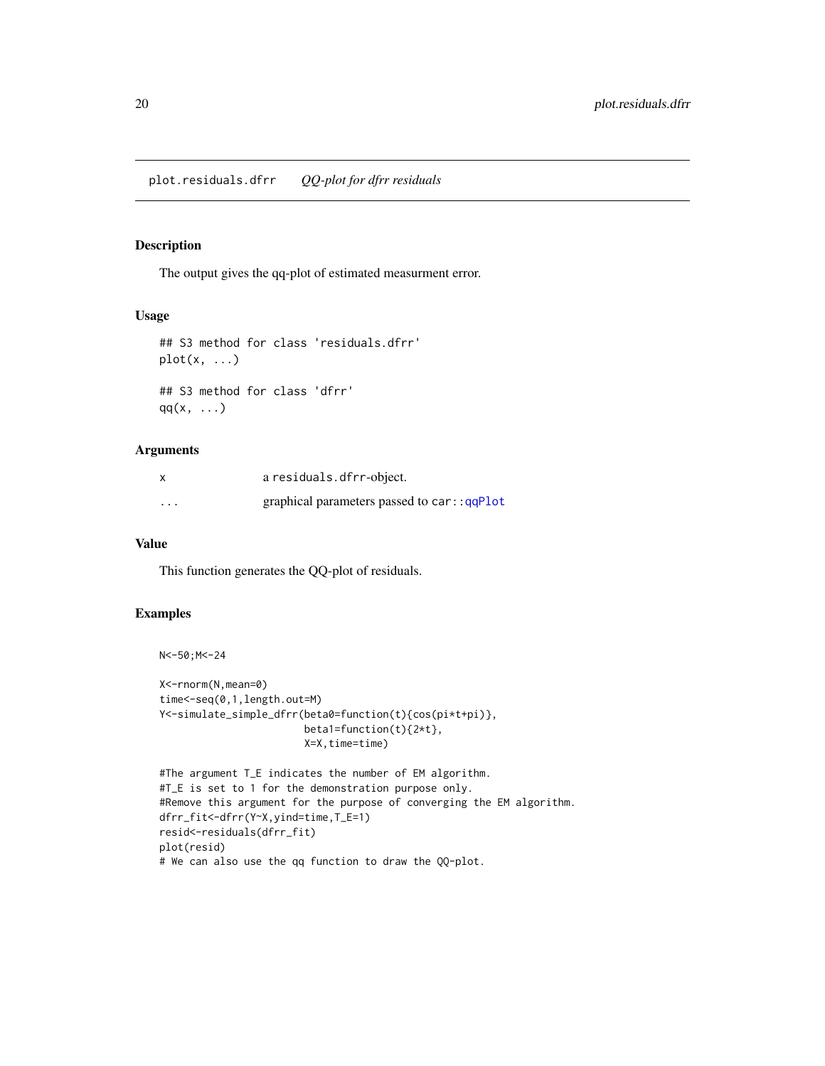plot.residuals.dfrr *QQ-plot for dfrr residuals*

## Description

The output gives the qq-plot of estimated measurment error.

## Usage

```
## S3 method for class 'residuals.dfrr'
plot(x, ...)

## S3 method for class 'dfrr'
qq(x, ...)
```

## Arguments

| | |
|---|---|
| x | a residuals.dfrr-object. |
| ... | graphical parameters passed to car::qqPlot |

## Value

This function generates the QQ-plot of residuals.

## Examples

```
N<-50;M<-24

X<-rnorm(N,mean=0)
time<-seq(0,1,length.out=M)
Y<-simulate_simple_dfrr(beta0=function(t){cos(pi*t+pi)},
                        beta1=function(t){2*t},
                        X=X,time=time)

#The argument T_E indicates the number of EM algorithm.
#T_E is set to 1 for the demonstration purpose only.
#Remove this argument for the purpose of converging the EM algorithm.
dfrr_fit<-dfrr(Y~X,yind=time,T_E=1)
resid<-residuals(dfrr_fit)
plot(resid)
# We can also use the qq function to draw the QQ-plot.
```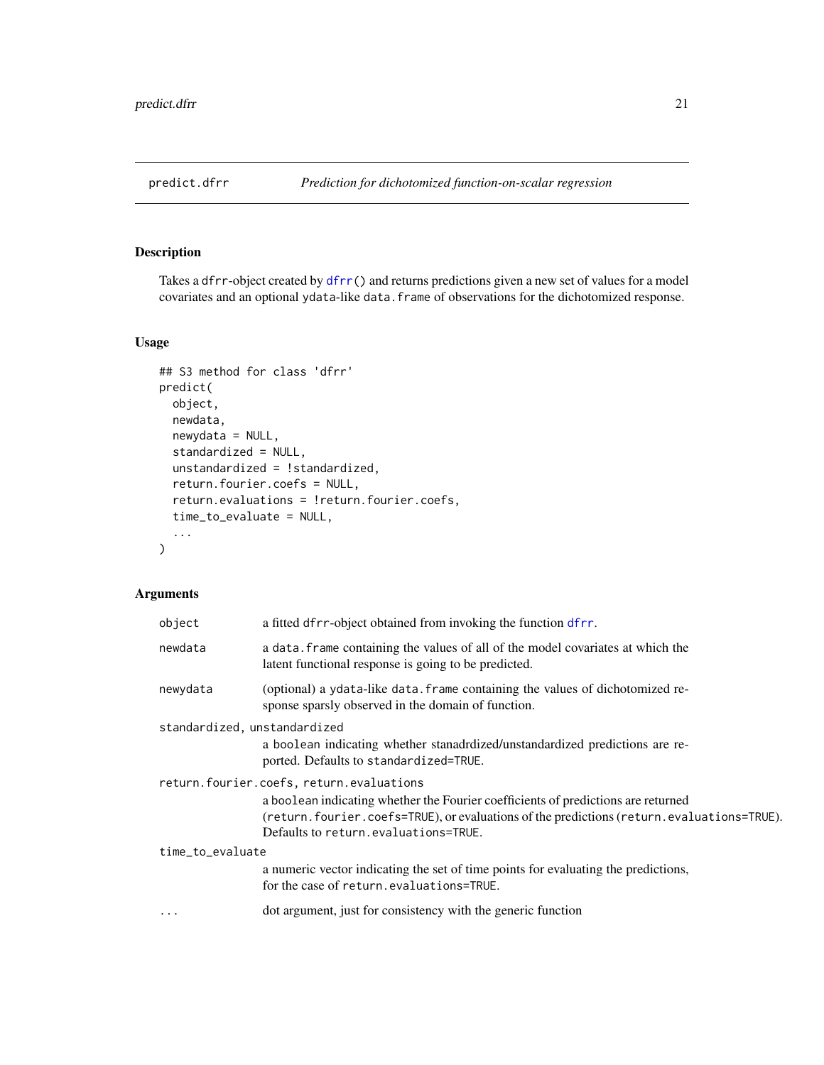# predict.dfrr — *Prediction for dichotomized function-on-scalar regression*

## Description

Takes a dfrr-object created by dfrr() and returns predictions given a new set of values for a model covariates and an optional ydata-like data.frame of observations for the dichotomized response.

## Usage

```
## S3 method for class 'dfrr'
predict(
  object,
  newdata,
  newydata = NULL,
  standardized = NULL,
  unstandardized = !standardized,
  return.fourier.coefs = NULL,
  return.evaluations = !return.fourier.coefs,
  time_to_evaluate = NULL,
  ...
)
```

## Arguments

| | |
|---|---|
| object | a fitted dfrr-object obtained from invoking the function dfrr. |
| newdata | a data.frame containing the values of all of the model covariates at which the latent functional response is going to be predicted. |
| newydata | (optional) a ydata-like data.frame containing the values of dichotomized response sparsly observed in the domain of function. |
| standardized, unstandardized | a boolean indicating whether stanadrdized/unstandardized predictions are reported. Defaults to standardized=TRUE. |
| return.fourier.coefs, return.evaluations | a boolean indicating whether the Fourier coefficients of predictions are returned (return.fourier.coefs=TRUE), or evaluations of the predictions (return.evaluations=TRUE). Defaults to return.evaluations=TRUE. |
| time_to_evaluate | a numeric vector indicating the set of time points for evaluating the predictions, for the case of return.evaluations=TRUE. |
| ... | dot argument, just for consistency with the generic function |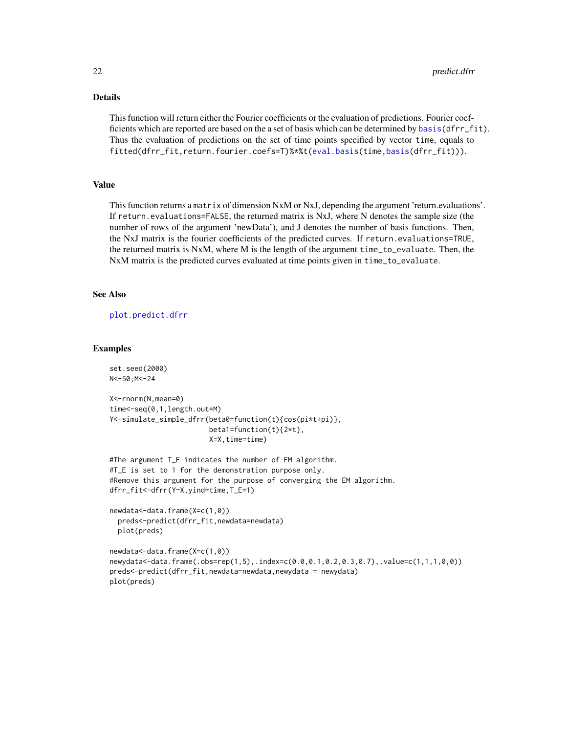## Details

This function will return either the Fourier coefficients or the evaluation of predictions. Fourier coefficients which are reported are based on the a set of basis which can be determined by `basis(dfrr_fit)`. Thus the evaluation of predictions on the set of time points specified by vector `time`, equals to `fitted(dfrr_fit,return.fourier.coefs=T)%*%t(eval.basis(time,basis(dfrr_fit)))`.

## Value

This function returns a `matrix` of dimension NxM or NxJ, depending the argument 'return.evaluations'. If `return.evaluations=FALSE`, the returned matrix is NxJ, where N denotes the sample size (the number of rows of the argument 'newData'), and J denotes the number of basis functions. Then, the NxJ matrix is the fourier coefficients of the predicted curves. If `return.evaluations=TRUE`, the returned matrix is NxM, where M is the length of the argument `time_to_evaluate`. Then, the NxM matrix is the predicted curves evaluated at time points given in `time_to_evaluate`.

## See Also

`plot.predict.dfrr`

## Examples

```
set.seed(2000)
N<-50;M<-24

X<-rnorm(N,mean=0)
time<-seq(0,1,length.out=M)
Y<-simulate_simple_dfrr(beta0=function(t){cos(pi*t+pi)},
                        beta1=function(t){2*t},
                        X=X,time=time)

#The argument T_E indicates the number of EM algorithm.
#T_E is set to 1 for the demonstration purpose only.
#Remove this argument for the purpose of converging the EM algorithm.
dfrr_fit<-dfrr(Y~X,yind=time,T_E=1)

newdata<-data.frame(X=c(1,0))
  preds<-predict(dfrr_fit,newdata=newdata)
  plot(preds)

newdata<-data.frame(X=c(1,0))
newydata<-data.frame(.obs=rep(1,5),.index=c(0.0,0.1,0.2,0.3,0.7),.value=c(1,1,1,0,0))
preds<-predict(dfrr_fit,newdata=newdata,newydata = newydata)
plot(preds)
```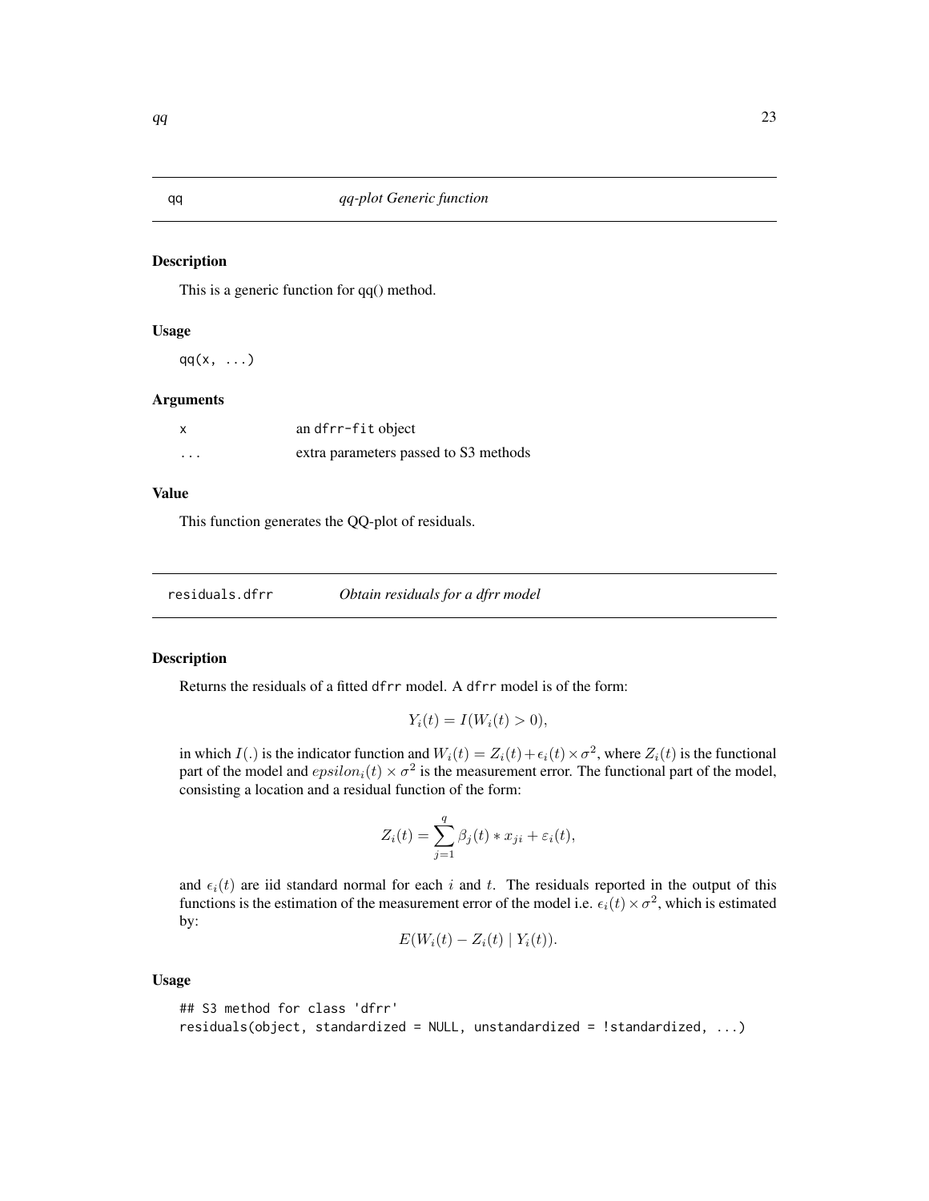## qq *qq-plot Generic function*

### Description

This is a generic function for qq() method.

### Usage

```
qq(x, ...)
```

### Arguments

| | |
|---|---|
| x | an dfrr-fit object |
| ... | extra parameters passed to S3 methods |

### Value

This function generates the QQ-plot of residuals.

## residuals.dfrr *Obtain residuals for a dfrr model*

### Description

Returns the residuals of a fitted dfrr model. A dfrr model is of the form:

$$Y_i(t) = I(W_i(t) > 0),$$

in which $I(.)$ is the indicator function and $W_i(t) = Z_i(t) + \epsilon_i(t) \times \sigma^2$, where $Z_i(t)$ is the functional part of the model and $epsilon_i(t) \times \sigma^2$ is the measurement error. The functional part of the model, consisting a location and a residual function of the form:

$$Z_i(t) = \sum_{j=1}^{q} \beta_j(t) * x_{ji} + \varepsilon_i(t),$$

and $\epsilon_i(t)$ are iid standard normal for each $i$ and $t$. The residuals reported in the output of this functions is the estimation of the measurement error of the model i.e. $\epsilon_i(t) \times \sigma^2$, which is estimated by:

$$E(W_i(t) - Z_i(t) \mid Y_i(t)).$$

### Usage

```
## S3 method for class 'dfrr'
residuals(object, standardized = NULL, unstandardized = !standardized, ...)
```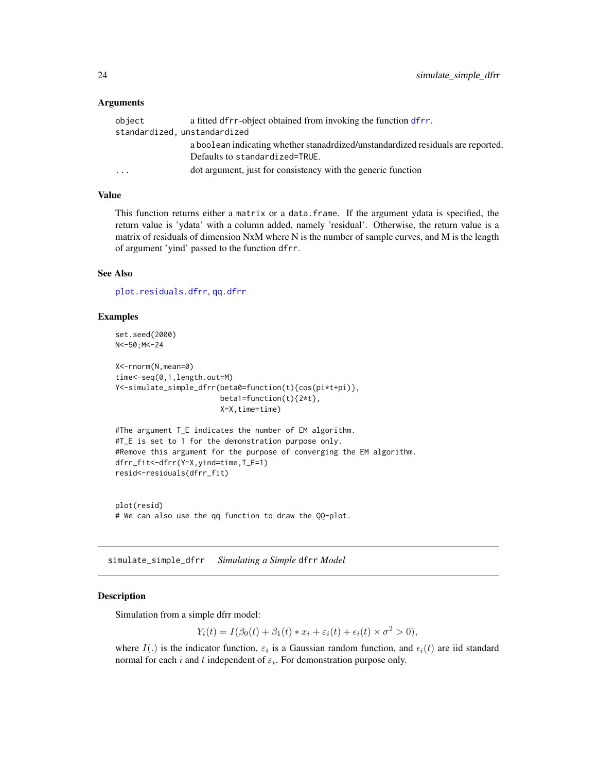### Arguments

| | |
|---|---|
| object | a fitted dfrr-object obtained from invoking the function dfrr. |
| standardized, unstandardized | a boolean indicating whether stanadrdized/unstandardized residuals are reported. Defaults to standardized=TRUE. |
| ... | dot argument, just for consistency with the generic function |

### Value

This function returns either a matrix or a data.frame. If the argument ydata is specified, the return value is 'ydata' with a column added, namely 'residual'. Otherwise, the return value is a matrix of residuals of dimension NxM where N is the number of sample curves, and M is the length of argument 'yind' passed to the function dfrr.

### See Also

plot.residuals.dfrr, qq.dfrr

### Examples

```
set.seed(2000)
N<-50;M<-24

X<-rnorm(N,mean=0)
time<-seq(0,1,length.out=M)
Y<-simulate_simple_dfrr(beta0=function(t){cos(pi*t+pi)},
                        beta1=function(t){2*t},
                        X=X,time=time)

#The argument T_E indicates the number of EM algorithm.
#T_E is set to 1 for the demonstration purpose only.
#Remove this argument for the purpose of converging the EM algorithm.
dfrr_fit<-dfrr(Y~X,yind=time,T_E=1)
resid<-residuals(dfrr_fit)


plot(resid)
# We can also use the qq function to draw the QQ-plot.
```

---

## simulate_simple_dfrr    *Simulating a Simple* dfrr *Model*

### Description

Simulation from a simple dfrr model:

$$Y_i(t) = I(\beta_0(t) + \beta_1(t) * x_i + \varepsilon_i(t) + \epsilon_i(t) \times \sigma^2 > 0),$$

where $I(.)$ is the indicator function, $\varepsilon_i$ is a Gaussian random function, and $\epsilon_i(t)$ are iid standard normal for each $i$ and $t$ independent of $\varepsilon_i$. For demonstration purpose only.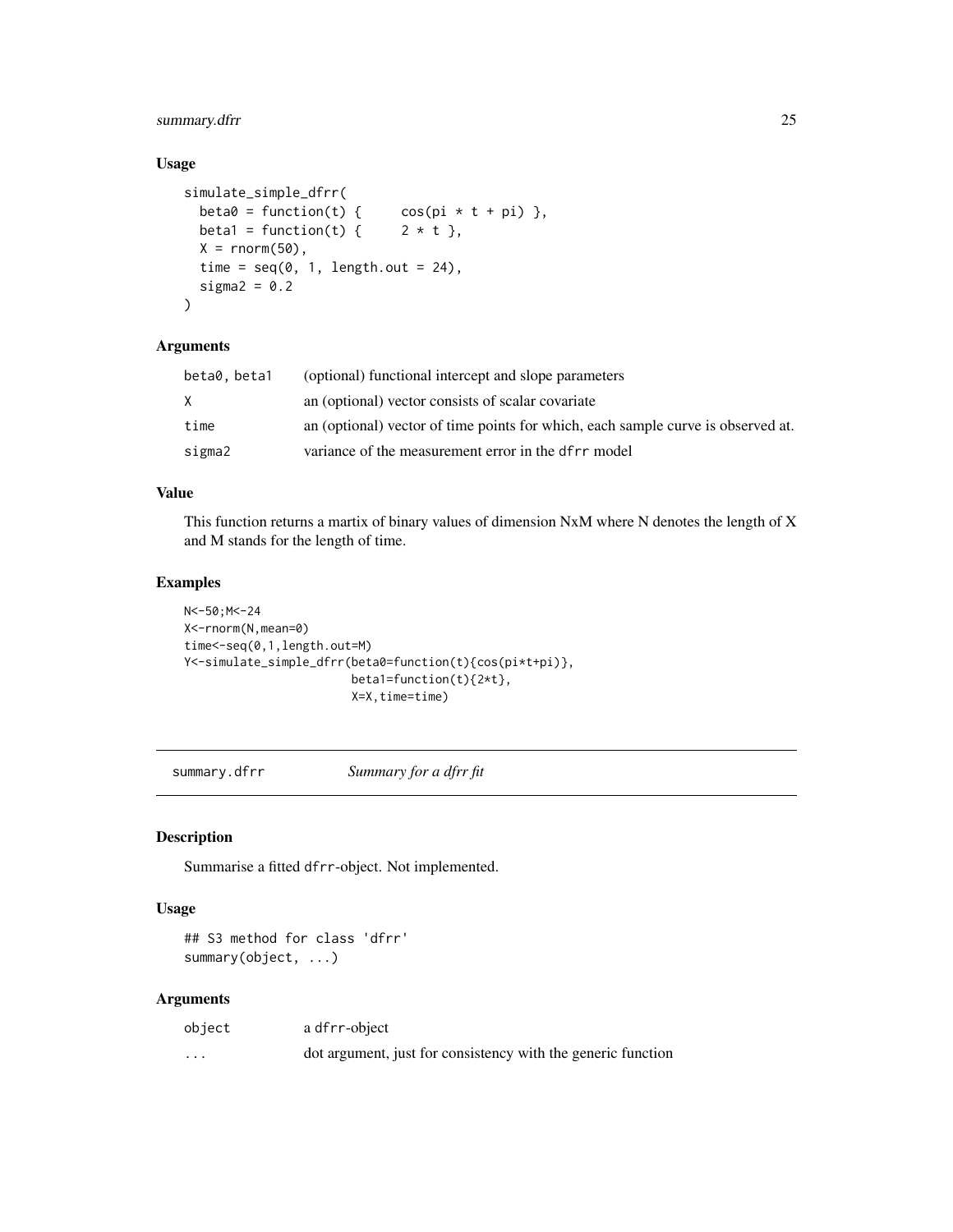### Usage

```
simulate_simple_dfrr(
  beta0 = function(t) {     cos(pi * t + pi) },
  beta1 = function(t) {     2 * t },
  X = rnorm(50),
  time = seq(0, 1, length.out = 24),
  sigma2 = 0.2
)
```

### Arguments

| | |
|---|---|
| beta0, beta1 | (optional) functional intercept and slope parameters |
| X | an (optional) vector consists of scalar covariate |
| time | an (optional) vector of time points for which, each sample curve is observed at. |
| sigma2 | variance of the measurement error in the dfrr model |

### Value

This function returns a martix of binary values of dimension NxM where N denotes the length of X and M stands for the length of time.

### Examples

```
N<-50;M<-24
X<-rnorm(N,mean=0)
time<-seq(0,1,length.out=M)
Y<-simulate_simple_dfrr(beta0=function(t){cos(pi*t+pi)},
                        beta1=function(t){2*t},
                        X=X,time=time)
```

---

## summary.dfrr — *Summary for a dfrr fit*

### Description

Summarise a fitted dfrr-object. Not implemented.

### Usage

```
## S3 method for class 'dfrr'
summary(object, ...)
```

### Arguments

| | |
|---|---|
| object | a dfrr-object |
| ... | dot argument, just for consistency with the generic function |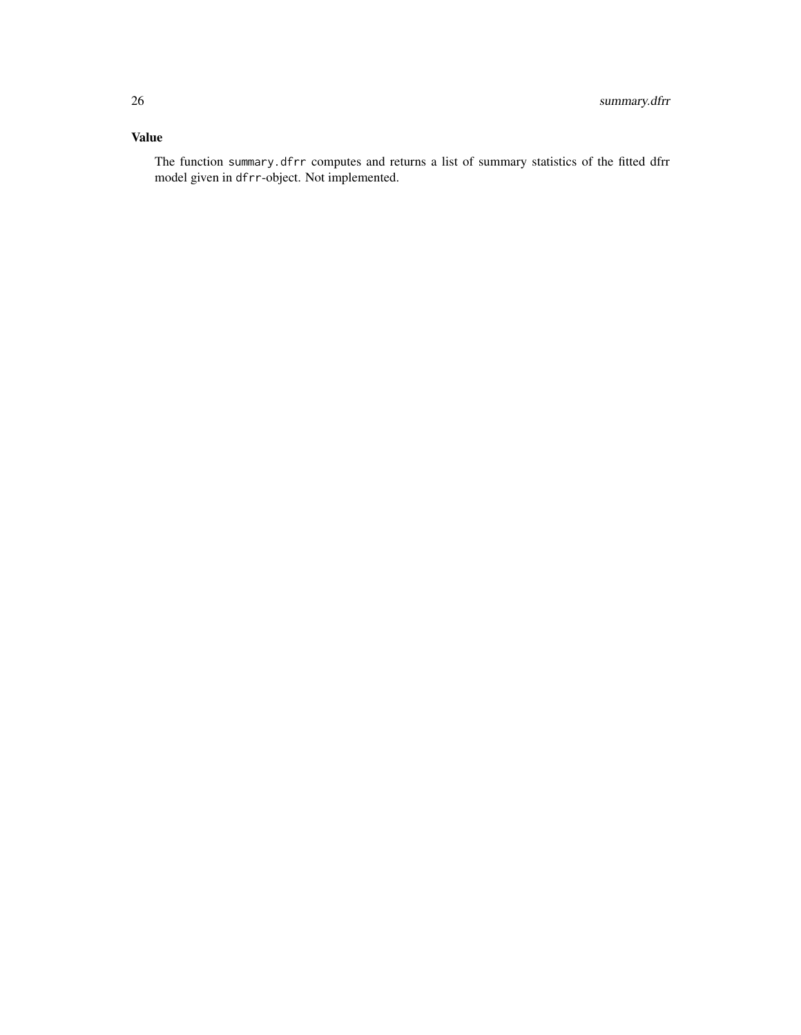## Value

The function `summary.dfrr` computes and returns a list of summary statistics of the fitted dfrr model given in `dfrr`-object. Not implemented.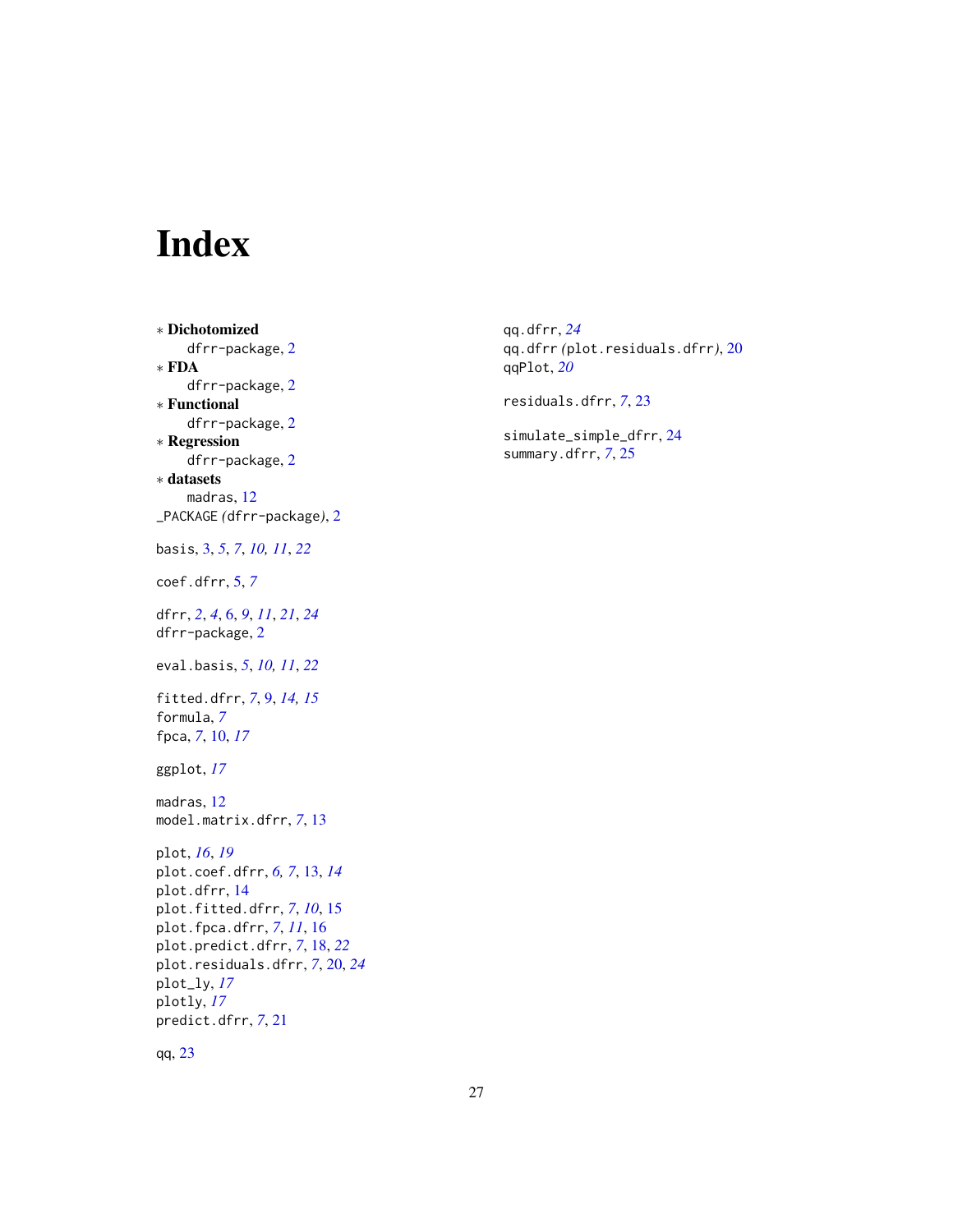# Index

∗ **Dichotomized**
    dfrr-package, 2
∗ **FDA**
    dfrr-package, 2
∗ **Functional**
    dfrr-package, 2
∗ **Regression**
    dfrr-package, 2
∗ **datasets**
    madras, 12
_PACKAGE (dfrr-package), 2

basis, 3, *5*, *7*, *10, 11*, *22*

coef.dfrr, 5, *7*

dfrr, *2*, *4*, 6, *9*, *11*, *21*, *24*
dfrr-package, 2

eval.basis, *5*, *10, 11*, *22*

fitted.dfrr, *7*, 9, *14, 15*
formula, *7*
fpca, *7*, 10, *17*

ggplot, *17*

madras, 12
model.matrix.dfrr, *7*, 13

plot, *16*, *19*
plot.coef.dfrr, *6, 7*, 13, *14*
plot.dfrr, 14
plot.fitted.dfrr, *7*, *10*, 15
plot.fpca.dfrr, *7*, *11*, 16
plot.predict.dfrr, *7*, 18, *22*
plot.residuals.dfrr, *7*, 20, *24*
plot_ly, *17*
plotly, *17*
predict.dfrr, *7*, 21

qq, 23
qq.dfrr, *24*
qq.dfrr (plot.residuals.dfrr), 20
qqPlot, *20*

residuals.dfrr, *7*, 23

simulate_simple_dfrr, 24
summary.dfrr, *7*, 25